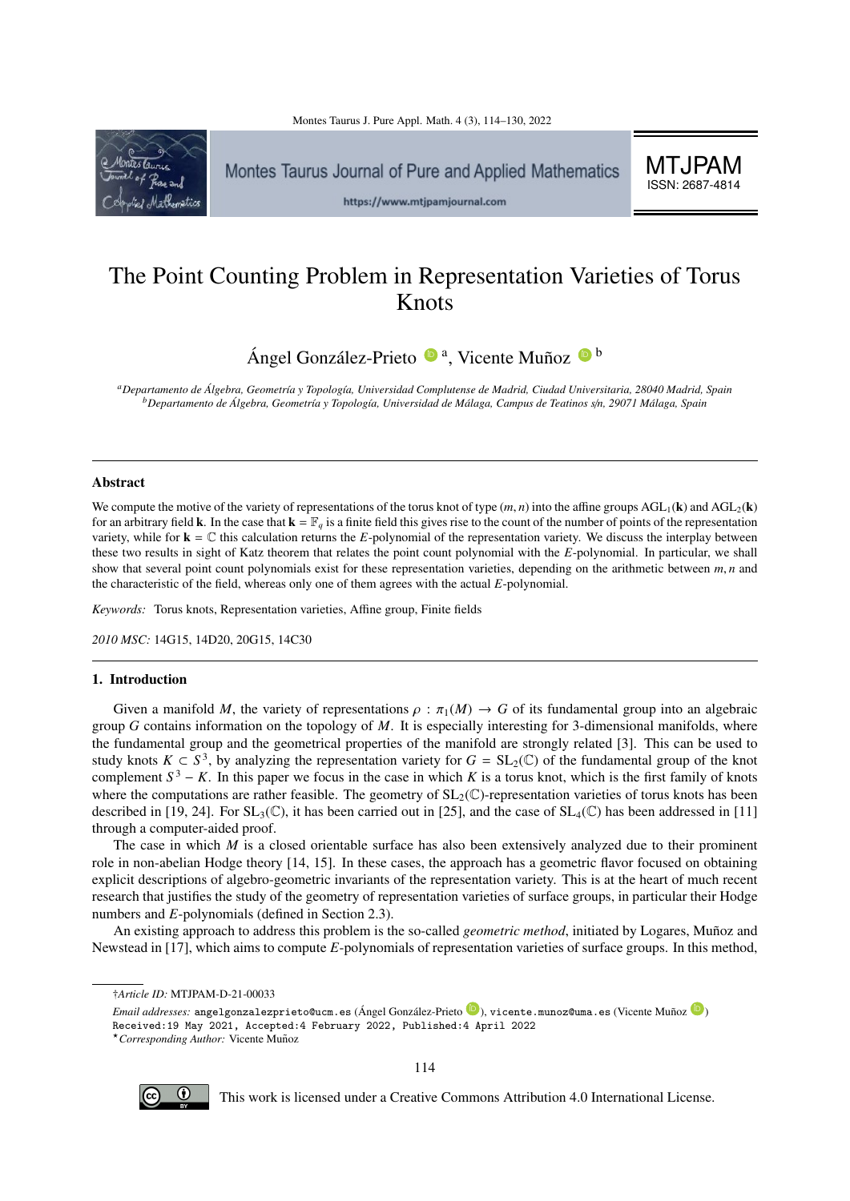# The Point Counting Problem in Representation Varieties of Torus Knots

Ángel González-Prieto [a], Vicente Muñoz [b]

[a] *Departamento de Álgebra, Geometría y Topología, Universidad Complutense de Madrid, Ciudad Universitaria, 28040 Madrid, Spain*
[b] *Departamento de Álgebra, Geometría y Topología, Universidad de Málaga, Campus de Teatinos s/n, 29071 Málaga, Spain*

---

### Abstract

We compute the motive of the variety of representations of the torus knot of type $(m, n)$ into the affine groups $\mathrm{AGL}_1(\mathbf{k})$ and $\mathrm{AGL}_2(\mathbf{k})$ for an arbitrary field $\mathbf{k}$. In the case that $\mathbf{k} = \mathbb{F}_q$ is a finite field this gives rise to the count of the number of points of the representation variety, while for $\mathbf{k} = \mathbb{C}$ this calculation returns the $E$-polynomial of the representation variety. We discuss the interplay between these two results in sight of Katz theorem that relates the point count polynomial with the $E$-polynomial. In particular, we shall show that several point count polynomials exist for these representation varieties, depending on the arithmetic between $m, n$ and the characteristic of the field, whereas only one of them agrees with the actual $E$-polynomial.

*Keywords:* Torus knots, Representation varieties, Affine group, Finite fields

*2010 MSC:* 14G15, 14D20, 20G15, 14C30

---

## 1. Introduction

Given a manifold $M$, the variety of representations $\rho : \pi_1(M) \to G$ of its fundamental group into an algebraic group $G$ contains information on the topology of $M$. It is especially interesting for 3-dimensional manifolds, where the fundamental group and the geometrical properties of the manifold are strongly related [3]. This can be used to study knots $K \subset S^3$, by analyzing the representation variety for $G = \mathrm{SL}_2(\mathbb{C})$ of the fundamental group of the knot complement $S^3 - K$. In this paper we focus in the case in which $K$ is a torus knot, which is the first family of knots where the computations are rather feasible. The geometry of $\mathrm{SL}_2(\mathbb{C})$-representation varieties of torus knots has been described in [19, 24]. For $\mathrm{SL}_3(\mathbb{C})$, it has been carried out in [25], and the case of $\mathrm{SL}_4(\mathbb{C})$ has been addressed in [11] through a computer-aided proof.

The case in which $M$ is a closed orientable surface has also been extensively analyzed due to their prominent role in non-abelian Hodge theory [14, 15]. In these cases, the approach has a geometric flavor focused on obtaining explicit descriptions of algebro-geometric invariants of the representation variety. This is at the heart of much recent research that justifies the study of the geometry of representation varieties of surface groups, in particular their Hodge numbers and $E$-polynomials (defined in Section 2.3).

An existing approach to address this problem is the so-called *geometric method*, initiated by Logares, Muñoz and Newstead in [17], which aims to compute $E$-polynomials of representation varieties of surface groups. In this method,

---

†*Article ID:* MTJPAM-D-21-00033

*Email addresses:* angelgonzalezprieto@ucm.es (Ángel González-Prieto), vicente.munoz@uma.es (Vicente Muñoz)

Received:19 May 2021, Accepted:4 February 2022, Published:4 April 2022

⋆*Corresponding Author:* Vicente Muñoz

This work is licensed under a Creative Commons Attribution 4.0 International License.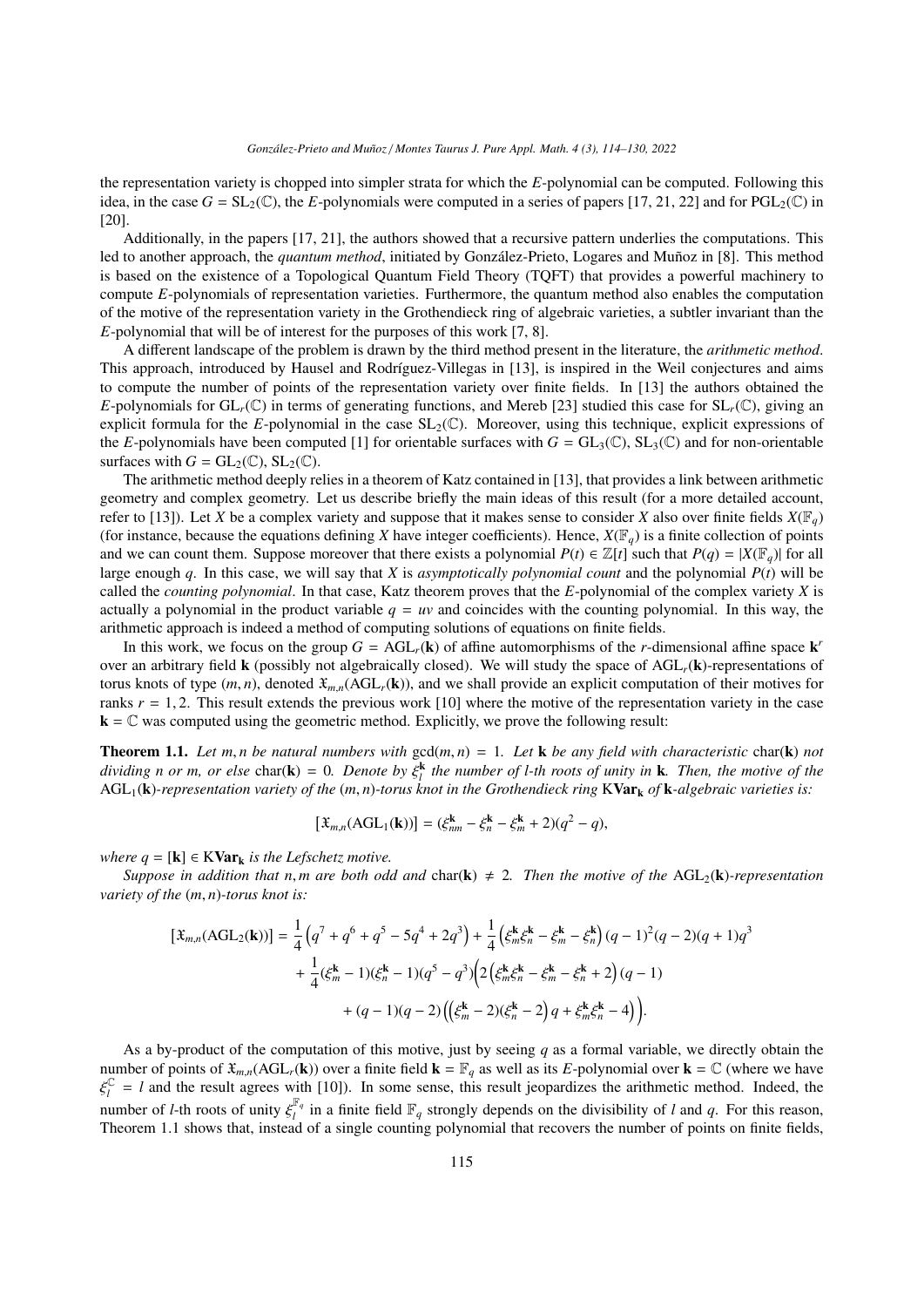the representation variety is chopped into simpler strata for which the $E$-polynomial can be computed. Following this idea, in the case $G = \mathrm{SL}_2(\mathbb{C})$, the $E$-polynomials were computed in a series of papers [17, 21, 22] and for $\mathrm{PGL}_2(\mathbb{C})$ in [20].

Additionally, in the papers [17, 21], the authors showed that a recursive pattern underlies the computations. This led to another approach, the *quantum method*, initiated by González-Prieto, Logares and Muñoz in [8]. This method is based on the existence of a Topological Quantum Field Theory (TQFT) that provides a powerful machinery to compute $E$-polynomials of representation varieties. Furthermore, the quantum method also enables the computation of the motive of the representation variety in the Grothendieck ring of algebraic varieties, a subtler invariant than the $E$-polynomial that will be of interest for the purposes of this work [7, 8].

A different landscape of the problem is drawn by the third method present in the literature, the *arithmetic method*. This approach, introduced by Hausel and Rodríguez-Villegas in [13], is inspired in the Weil conjectures and aims to compute the number of points of the representation variety over finite fields. In [13] the authors obtained the $E$-polynomials for $\mathrm{GL}_r(\mathbb{C})$ in terms of generating functions, and Mereb [23] studied this case for $\mathrm{SL}_r(\mathbb{C})$, giving an explicit formula for the $E$-polynomial in the case $\mathrm{SL}_2(\mathbb{C})$. Moreover, using this technique, explicit expressions of the $E$-polynomials have been computed [1] for orientable surfaces with $G = \mathrm{GL}_3(\mathbb{C}), \mathrm{SL}_3(\mathbb{C})$ and for non-orientable surfaces with $G = \mathrm{GL}_2(\mathbb{C}), \mathrm{SL}_2(\mathbb{C})$.

The arithmetic method deeply relies in a theorem of Katz contained in [13], that provides a link between arithmetic geometry and complex geometry. Let us describe briefly the main ideas of this result (for a more detailed account, refer to [13]). Let $X$ be a complex variety and suppose that it makes sense to consider $X$ also over finite fields $X(\mathbb{F}_q)$ (for instance, because the equations defining $X$ have integer coefficients). Hence, $X(\mathbb{F}_q)$ is a finite collection of points and we can count them. Suppose moreover that there exists a polynomial $P(t) \in \mathbb{Z}[t]$ such that $P(q) = |X(\mathbb{F}_q)|$ for all large enough $q$. In this case, we will say that $X$ is *asymptotically polynomial count* and the polynomial $P(t)$ will be called the *counting polynomial*. In that case, Katz theorem proves that the $E$-polynomial of the complex variety $X$ is actually a polynomial in the product variable $q = uv$ and coincides with the counting polynomial. In this way, the arithmetic approach is indeed a method of computing solutions of equations on finite fields.

In this work, we focus on the group $G = \mathrm{AGL}_r(\mathbf{k})$ of affine automorphisms of the $r$-dimensional affine space $\mathbf{k}^r$ over an arbitrary field $\mathbf{k}$ (possibly not algebraically closed). We will study the space of $\mathrm{AGL}_r(\mathbf{k})$-representations of torus knots of type $(m, n)$, denoted $\mathfrak{X}_{m,n}(\mathrm{AGL}_r(\mathbf{k}))$, and we shall provide an explicit computation of their motives for ranks $r = 1, 2$. This result extends the previous work [10] where the motive of the representation variety in the case $\mathbf{k} = \mathbb{C}$ was computed using the geometric method. Explicitly, we prove the following result:

**Theorem 1.1.** *Let $m, n$ be natural numbers with $\gcd(m, n) = 1$. Let $\mathbf{k}$ be any field with characteristic $\mathrm{char}(\mathbf{k})$ not dividing $n$ or $m$, or else $\mathrm{char}(\mathbf{k}) = 0$. Denote by $\xi_l^{\mathbf{k}}$ the number of $l$-th roots of unity in $\mathbf{k}$. Then, the motive of the $\mathrm{AGL}_1(\mathbf{k})$-representation variety of the $(m, n)$-torus knot in the Grothendieck ring $\mathrm{K}\mathbf{Var}_{\mathbf{k}}$ of $\mathbf{k}$-algebraic varieties is:*

$$[\mathfrak{X}_{m,n}(\mathrm{AGL}_1(\mathbf{k}))] = (\xi_{nm}^{\mathbf{k}} - \xi_n^{\mathbf{k}} - \xi_m^{\mathbf{k}} + 2)(q^2 - q),$$

*where $q = [\mathbf{k}] \in \mathrm{K}\mathbf{Var}_{\mathbf{k}}$ is the Lefschetz motive.*

*Suppose in addition that $n, m$ are both odd and $\mathrm{char}(\mathbf{k}) \neq 2$. Then the motive of the $\mathrm{AGL}_2(\mathbf{k})$-representation variety of the $(m, n)$-torus knot is:*

$$\begin{aligned}
[\mathfrak{X}_{m,n}(\mathrm{AGL}_2(\mathbf{k}))] = &\frac{1}{4}\left(q^7 + q^6 + q^5 - 5q^4 + 2q^3\right) + \frac{1}{4}\left(\xi_m^{\mathbf{k}}\xi_n^{\mathbf{k}} - \xi_m^{\mathbf{k}} - \xi_n^{\mathbf{k}}\right)(q-1)^2(q-2)(q+1)q^3 \\
&+ \frac{1}{4}(\xi_m^{\mathbf{k}} - 1)(\xi_n^{\mathbf{k}} - 1)(q^5 - q^3)\Big(2\left(\xi_m^{\mathbf{k}}\xi_n^{\mathbf{k}} - \xi_m^{\mathbf{k}} - \xi_n^{\mathbf{k}} + 2\right)(q-1) \\
&+ (q-1)(q-2)\left(\left(\xi_m^{\mathbf{k}} - 2\right)(\xi_n^{\mathbf{k}} - 2\right)q + \xi_m^{\mathbf{k}}\xi_n^{\mathbf{k}} - 4\right)\Big).
\end{aligned}$$

As a by-product of the computation of this motive, just by seeing $q$ as a formal variable, we directly obtain the number of points of $\mathfrak{X}_{m,n}(\mathrm{AGL}_r(\mathbf{k}))$ over a finite field $\mathbf{k} = \mathbb{F}_q$ as well as its $E$-polynomial over $\mathbf{k} = \mathbb{C}$ (where we have $\xi_l^{\mathbb{C}} = l$ and the result agrees with [10]). In some sense, this result jeopardizes the arithmetic method. Indeed, the number of $l$-th roots of unity $\xi_l^{\mathbb{F}_q}$ in a finite field $\mathbb{F}_q$ strongly depends on the divisibility of $l$ and $q$. For this reason, Theorem 1.1 shows that, instead of a single counting polynomial that recovers the number of points on finite fields,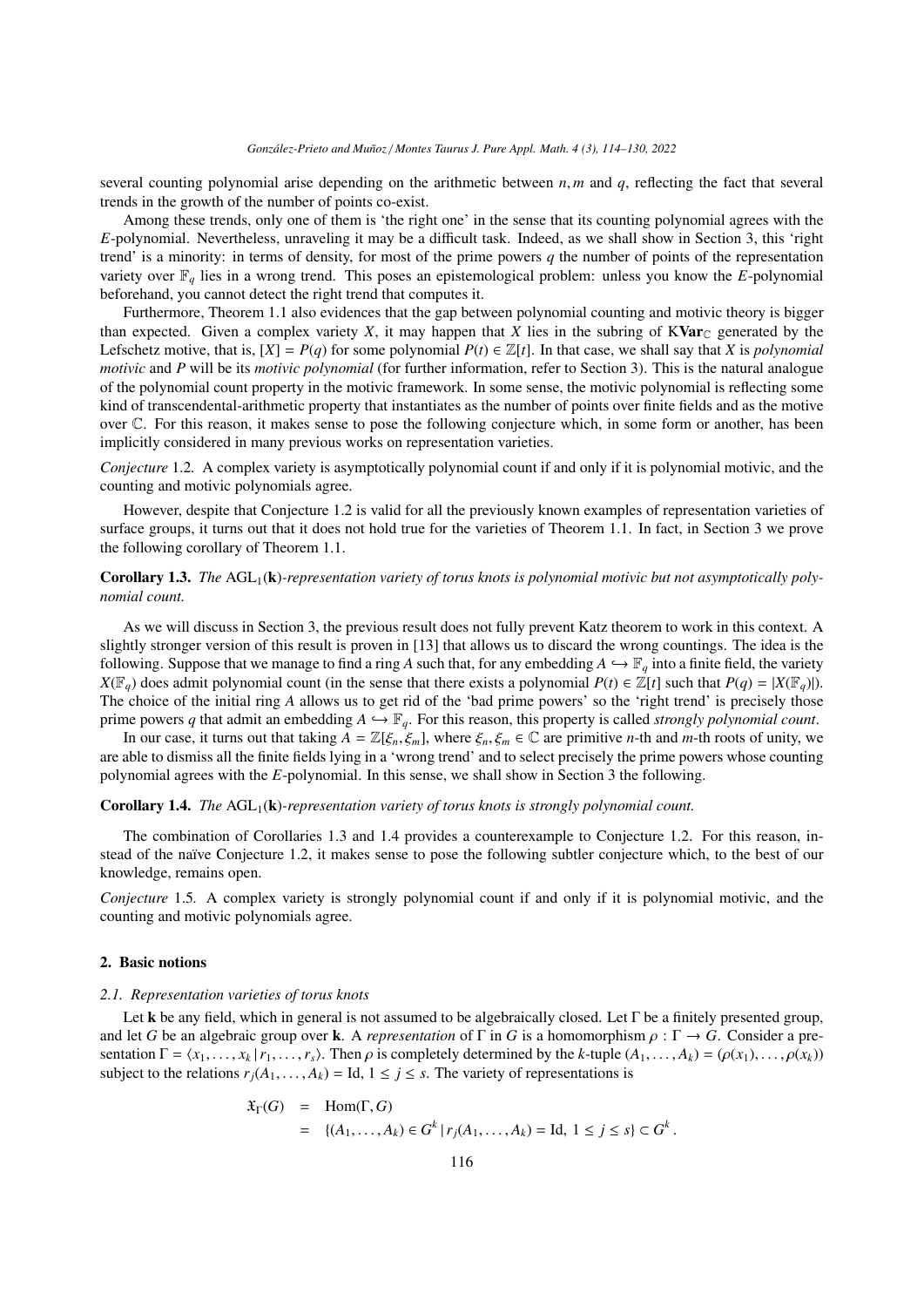several counting polynomial arise depending on the arithmetic between $n, m$ and $q$, reflecting the fact that several trends in the growth of the number of points co-exist.

Among these trends, only one of them is 'the right one' in the sense that its counting polynomial agrees with the $E$-polynomial. Nevertheless, unraveling it may be a difficult task. Indeed, as we shall show in Section 3, this 'right trend' is a minority: in terms of density, for most of the prime powers $q$ the number of points of the representation variety over $\mathbb{F}_q$ lies in a wrong trend. This poses an epistemological problem: unless you know the $E$-polynomial beforehand, you cannot detect the right trend that computes it.

Furthermore, Theorem 1.1 also evidences that the gap between polynomial counting and motivic theory is bigger than expected. Given a complex variety $X$, it may happen that $X$ lies in the subring of $\mathbf{K}\mathbf{Var}_{\mathbb{C}}$ generated by the Lefschetz motive, that is, $[X] = P(q)$ for some polynomial $P(t) \in \mathbb{Z}[t]$. In that case, we shall say that $X$ is *polynomial motivic* and $P$ will be its *motivic polynomial* (for further information, refer to Section 3). This is the natural analogue of the polynomial count property in the motivic framework. In some sense, the motivic polynomial is reflecting some kind of transcendental-arithmetic property that instantiates as the number of points over finite fields and as the motive over $\mathbb{C}$. For this reason, it makes sense to pose the following conjecture which, in some form or another, has been implicitly considered in many previous works on representation varieties.

*Conjecture* 1.2. A complex variety is asymptotically polynomial count if and only if it is polynomial motivic, and the counting and motivic polynomials agree.

However, despite that Conjecture 1.2 is valid for all the previously known examples of representation varieties of surface groups, it turns out that it does not hold true for the varieties of Theorem 1.1. In fact, in Section 3 we prove the following corollary of Theorem 1.1.

**Corollary 1.3.** *The* $\mathrm{AGL}_1(\mathbf{k})$*-representation variety of torus knots is polynomial motivic but not asymptotically polynomial count.*

As we will discuss in Section 3, the previous result does not fully prevent Katz theorem to work in this context. A slightly stronger version of this result is proven in [13] that allows us to discard the wrong countings. The idea is the following. Suppose that we manage to find a ring $A$ such that, for any embedding $A \hookrightarrow \mathbb{F}_q$ into a finite field, the variety $X(\mathbb{F}_q)$ does admit polynomial count (in the sense that there exists a polynomial $P(t) \in \mathbb{Z}[t]$ such that $P(q) = |X(\mathbb{F}_q)|$). The choice of the initial ring $A$ allows us to get rid of the 'bad prime powers' so the 'right trend' is precisely those prime powers $q$ that admit an embedding $A \hookrightarrow \mathbb{F}_q$. For this reason, this property is called *strongly polynomial count*.

In our case, it turns out that taking $A = \mathbb{Z}[\xi_n, \xi_m]$, where $\xi_n, \xi_m \in \mathbb{C}$ are primitive $n$-th and $m$-th roots of unity, we are able to dismiss all the finite fields lying in a 'wrong trend' and to select precisely the prime powers whose counting polynomial agrees with the $E$-polynomial. In this sense, we shall show in Section 3 the following.

**Corollary 1.4.** *The* $\mathrm{AGL}_1(\mathbf{k})$*-representation variety of torus knots is strongly polynomial count.*

The combination of Corollaries 1.3 and 1.4 provides a counterexample to Conjecture 1.2. For this reason, instead of the naïve Conjecture 1.2, it makes sense to pose the following subtler conjecture which, to the best of our knowledge, remains open.

*Conjecture* 1.5. A complex variety is strongly polynomial count if and only if it is polynomial motivic, and the counting and motivic polynomials agree.

## 2. Basic notions

### *2.1. Representation varieties of torus knots*

Let $\mathbf{k}$ be any field, which in general is not assumed to be algebraically closed. Let $\Gamma$ be a finitely presented group, and let $G$ be an algebraic group over $\mathbf{k}$. A *representation* of $\Gamma$ in $G$ is a homomorphism $\rho : \Gamma \to G$. Consider a presentation $\Gamma = \langle x_1, \ldots, x_k \,|\, r_1, \ldots, r_s \rangle$. Then $\rho$ is completely determined by the $k$-tuple $(A_1, \ldots, A_k) = (\rho(x_1), \ldots, \rho(x_k))$ subject to the relations $r_j(A_1, \ldots, A_k) = \mathrm{Id}$, $1 \leq j \leq s$. The variety of representations is

$$
\begin{aligned}
\mathfrak{X}_\Gamma(G) &= \mathrm{Hom}(\Gamma, G) \\
&= \{(A_1, \ldots, A_k) \in G^k \,|\, r_j(A_1, \ldots, A_k) = \mathrm{Id},\ 1 \leq j \leq s\} \subset G^k .
\end{aligned}
$$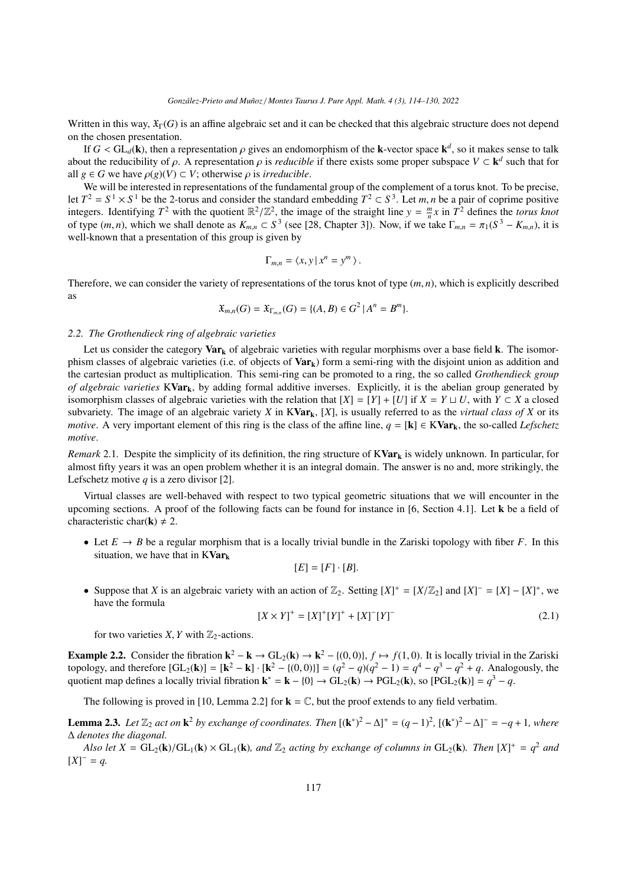Written in this way, $\mathfrak{X}_\Gamma(G)$ is an affine algebraic set and it can be checked that this algebraic structure does not depend on the chosen presentation.

If $G < \mathrm{GL}_d(\mathbf{k})$, then a representation $\rho$ gives an endomorphism of the $\mathbf{k}$-vector space $\mathbf{k}^d$, so it makes sense to talk about the reducibility of $\rho$. A representation $\rho$ is *reducible* if there exists some proper subspace $V \subset \mathbf{k}^d$ such that for all $g \in G$ we have $\rho(g)(V) \subset V$; otherwise $\rho$ is *irreducible*.

We will be interested in representations of the fundamental group of the complement of a torus knot. To be precise, let $T^2 = S^1 \times S^1$ be the 2-torus and consider the standard embedding $T^2 \subset S^3$. Let $m, n$ be a pair of coprime positive integers. Identifying $T^2$ with the quotient $\mathbb{R}^2/\mathbb{Z}^2$, the image of the straight line $y = \frac{m}{n}x$ in $T^2$ defines the *torus knot* of type $(m, n)$, which we shall denote as $K_{m,n} \subset S^3$ (see [28, Chapter 3]). Now, if we take $\Gamma_{m,n} = \pi_1(S^3 - K_{m,n})$, it is well-known that a presentation of this group is given by

$$\Gamma_{m,n} = \langle x, y \,|\, x^n = y^m \rangle .$$

Therefore, we can consider the variety of representations of the torus knot of type $(m, n)$, which is explicitly described as

$$\mathfrak{X}_{m,n}(G) = \mathfrak{X}_{\Gamma_{m,n}}(G) = \{(A, B) \in G^2 \,|\, A^n = B^m\}.$$

### 2.2. The Grothendieck ring of algebraic varieties

Let us consider the category $\mathbf{Var}_\mathbf{k}$ of algebraic varieties with regular morphisms over a base field $\mathbf{k}$. The isomorphism classes of algebraic varieties (i.e. of objects of $\mathbf{Var}_\mathbf{k}$) form a semi-ring with the disjoint union as addition and the cartesian product as multiplication. This semi-ring can be promoted to a ring, the so called *Grothendieck group of algebraic varieties* $\mathrm{K}\mathbf{Var}_\mathbf{k}$, by adding formal additive inverses. Explicitly, it is the abelian group generated by isomorphism classes of algebraic varieties with the relation that $[X] = [Y] + [U]$ if $X = Y \sqcup U$, with $Y \subset X$ a closed subvariety. The image of an algebraic variety $X$ in $\mathrm{K}\mathbf{Var}_\mathbf{k}$, $[X]$, is usually referred to as the *virtual class of X* or its *motive*. A very important element of this ring is the class of the affine line, $q = [\mathbf{k}] \in \mathrm{K}\mathbf{Var}_\mathbf{k}$, the so-called *Lefschetz motive*.

*Remark* 2.1. Despite the simplicity of its definition, the ring structure of $\mathrm{K}\mathbf{Var}_\mathbf{k}$ is widely unknown. In particular, for almost fifty years it was an open problem whether it is an integral domain. The answer is no and, more strikingly, the Lefschetz motive $q$ is a zero divisor [2].

Virtual classes are well-behaved with respect to two typical geometric situations that we will encounter in the upcoming sections. A proof of the following facts can be found for instance in [6, Section 4.1]. Let $\mathbf{k}$ be a field of characteristic $\mathrm{char}(\mathbf{k}) \neq 2$.

- Let $E \to B$ be a regular morphism that is a locally trivial bundle in the Zariski topology with fiber $F$. In this situation, we have that in $\mathrm{K}\mathbf{Var}_\mathbf{k}$
$$[E] = [F] \cdot [B].$$
- Suppose that $X$ is an algebraic variety with an action of $\mathbb{Z}_2$. Setting $[X]^+ = [X/\mathbb{Z}_2]$ and $[X]^- = [X] - [X]^+$, we have the formula
$$[X \times Y]^+ = [X]^+[Y]^+ + [X]^-[Y]^- \tag{2.1}$$
for two varieties $X, Y$ with $\mathbb{Z}_2$-actions.

**Example 2.2.** Consider the fibration $\mathbf{k}^2 - \mathbf{k} \to \mathrm{GL}_2(\mathbf{k}) \to \mathbf{k}^2 - \{(0, 0)\}$, $f \mapsto f(1, 0)$. It is locally trivial in the Zariski topology, and therefore $[\mathrm{GL}_2(\mathbf{k})] = [\mathbf{k}^2 - \mathbf{k}] \cdot [\mathbf{k}^2 - \{(0, 0)\}] = (q^2 - q)(q^2 - 1) = q^4 - q^3 - q^2 + q$. Analogously, the quotient map defines a locally trivial fibration $\mathbf{k}^* = \mathbf{k} - \{0\} \to \mathrm{GL}_2(\mathbf{k}) \to \mathrm{PGL}_2(\mathbf{k})$, so $[\mathrm{PGL}_2(\mathbf{k})] = q^3 - q$.

The following is proved in [10, Lemma 2.2] for $\mathbf{k} = \mathbb{C}$, but the proof extends to any field verbatim.

**Lemma 2.3.** *Let $\mathbb{Z}_2$ act on $\mathbf{k}^2$ by exchange of coordinates. Then $[(\mathbf{k}^*)^2 - \Delta]^+ = (q - 1)^2$, $[(\mathbf{k}^*)^2 - \Delta]^- = -q + 1$, where $\Delta$ denotes the diagonal.*

*Also let $X = \mathrm{GL}_2(\mathbf{k})/\mathrm{GL}_1(\mathbf{k}) \times \mathrm{GL}_1(\mathbf{k})$, and $\mathbb{Z}_2$ acting by exchange of columns in $\mathrm{GL}_2(\mathbf{k})$. Then $[X]^+ = q^2$ and $[X]^- = q$.*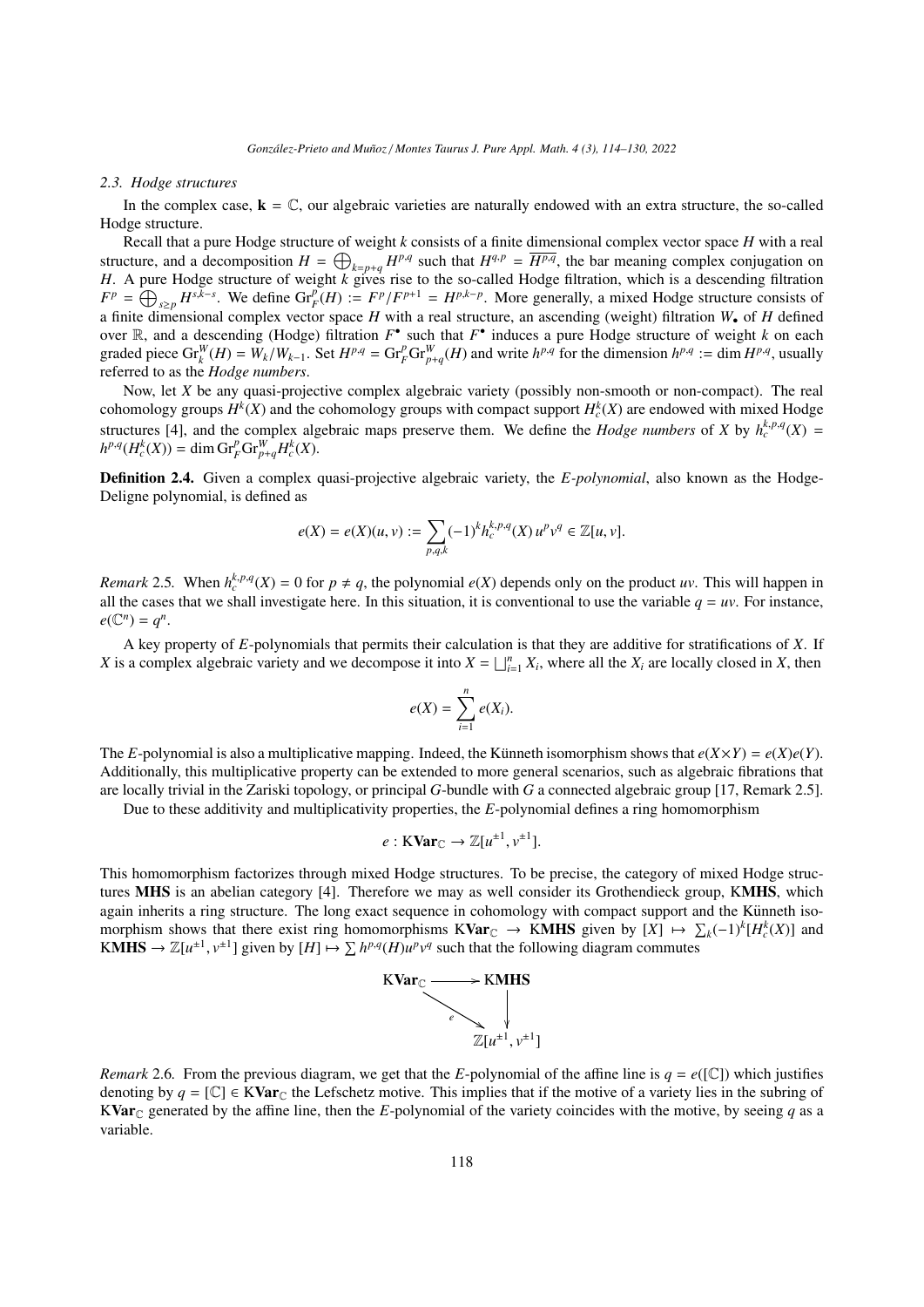### 2.3. Hodge structures

In the complex case, $\mathbf{k} = \mathbb{C}$, our algebraic varieties are naturally endowed with an extra structure, the so-called Hodge structure.

Recall that a pure Hodge structure of weight $k$ consists of a finite dimensional complex vector space $H$ with a real structure, and a decomposition $H = \bigoplus_{k=p+q} H^{p,q}$ such that $H^{q,p} = \overline{H^{p,q}}$, the bar meaning complex conjugation on $H$. A pure Hodge structure of weight $k$ gives rise to the so-called Hodge filtration, which is a descending filtration $F^p = \bigoplus_{s \geq p} H^{s,k-s}$. We define $\mathrm{Gr}^p_F(H) := F^p/F^{p+1} = H^{p,k-p}$. More generally, a mixed Hodge structure consists of a finite dimensional complex vector space $H$ with a real structure, an ascending (weight) filtration $W_\bullet$ of $H$ defined over $\mathbb{R}$, and a descending (Hodge) filtration $F^\bullet$ such that $F^\bullet$ induces a pure Hodge structure of weight $k$ on each graded piece $\mathrm{Gr}^W_k(H) = W_k/W_{k-1}$. Set $H^{p,q} = \mathrm{Gr}^p_F \mathrm{Gr}^W_{p+q}(H)$ and write $h^{p,q}$ for the dimension $h^{p,q} := \dim H^{p,q}$, usually referred to as the *Hodge numbers*.

Now, let $X$ be any quasi-projective complex algebraic variety (possibly non-smooth or non-compact). The real cohomology groups $H^k(X)$ and the cohomology groups with compact support $H^k_c(X)$ are endowed with mixed Hodge structures [4], and the complex algebraic maps preserve them. We define the *Hodge numbers* of $X$ by $h^{k,p,q}_c(X) = h^{p,q}(H^k_c(X)) = \dim \mathrm{Gr}^p_F \mathrm{Gr}^W_{p+q} H^k_c(X)$.

**Definition 2.4.** Given a complex quasi-projective algebraic variety, the *E-polynomial*, also known as the Hodge-Deligne polynomial, is defined as

$$e(X) = e(X)(u,v) := \sum_{p,q,k} (-1)^k h^{k,p,q}_c(X)\, u^p v^q \in \mathbb{Z}[u,v].$$

*Remark* 2.5. When $h^{k,p,q}_c(X) = 0$ for $p \neq q$, the polynomial $e(X)$ depends only on the product $uv$. This will happen in all the cases that we shall investigate here. In this situation, it is conventional to use the variable $q = uv$. For instance, $e(\mathbb{C}^n) = q^n$.

A key property of $E$-polynomials that permits their calculation is that they are additive for stratifications of $X$. If $X$ is a complex algebraic variety and we decompose it into $X = \bigsqcup_{i=1}^n X_i$, where all the $X_i$ are locally closed in $X$, then

$$e(X) = \sum_{i=1}^n e(X_i).$$

The $E$-polynomial is also a multiplicative mapping. Indeed, the Künneth isomorphism shows that $e(X \times Y) = e(X)e(Y)$. Additionally, this multiplicative property can be extended to more general scenarios, such as algebraic fibrations that are locally trivial in the Zariski topology, or principal $G$-bundle with $G$ a connected algebraic group [17, Remark 2.5].

Due to these additivity and multiplicativity properties, the $E$-polynomial defines a ring homomorphism

$$e : \mathrm{K}\mathbf{Var}_{\mathbb{C}} \to \mathbb{Z}[u^{\pm 1}, v^{\pm 1}].$$

This homomorphism factorizes through mixed Hodge structures. To be precise, the category of mixed Hodge structures **MHS** is an abelian category [4]. Therefore we may as well consider its Grothendieck group, K**MHS**, which again inherits a ring structure. The long exact sequence in cohomology with compact support and the Künneth isomorphism shows that there exist ring homomorphisms $\mathrm{K}\mathbf{Var}_{\mathbb{C}} \to \mathrm{K}\mathbf{MHS}$ given by $[X] \mapsto \sum_k (-1)^k [H^k_c(X)]$ and $\mathrm{K}\mathbf{MHS} \to \mathbb{Z}[u^{\pm 1}, v^{\pm 1}]$ given by $[H] \mapsto \sum h^{p,q}(H) u^p v^q$ such that the following diagram commutes

$$\begin{array}{ccc} \mathrm{K}\mathbf{Var}_{\mathbb{C}} & \longrightarrow & \mathrm{K}\mathbf{MHS} \\ & \searrow^{e} & \downarrow \\ & & \mathbb{Z}[u^{\pm 1}, v^{\pm 1}] \end{array}$$

*Remark* 2.6. From the previous diagram, we get that the $E$-polynomial of the affine line is $q = e([\mathbb{C}])$ which justifies denoting by $q = [\mathbb{C}] \in \mathrm{K}\mathbf{Var}_{\mathbb{C}}$ the Lefschetz motive. This implies that if the motive of a variety lies in the subring of $\mathrm{K}\mathbf{Var}_{\mathbb{C}}$ generated by the affine line, then the $E$-polynomial of the variety coincides with the motive, by seeing $q$ as a variable.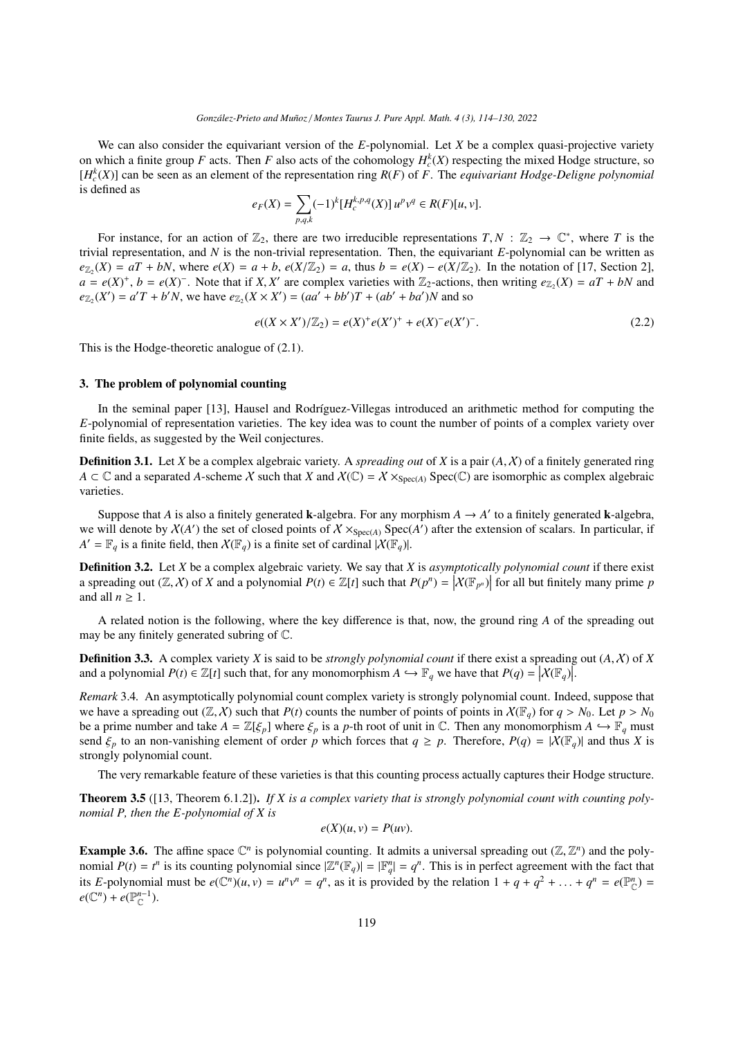We can also consider the equivariant version of the $E$-polynomial. Let $X$ be a complex quasi-projective variety on which a finite group $F$ acts. Then $F$ also acts of the cohomology $H^k_c(X)$ respecting the mixed Hodge structure, so $[H^k_c(X)]$ can be seen as an element of the representation ring $R(F)$ of $F$. The *equivariant Hodge-Deligne polynomial* is defined as

$$e_F(X) = \sum_{p,q,k} (-1)^k [H^{k,p,q}_c(X)]\, u^p v^q \in R(F)[u, v].$$

For instance, for an action of $\mathbb{Z}_2$, there are two irreducible representations $T, N : \mathbb{Z}_2 \to \mathbb{C}^*$, where $T$ is the trivial representation, and $N$ is the non-trivial representation. Then, the equivariant $E$-polynomial can be written as $e_{\mathbb{Z}_2}(X) = aT + bN$, where $e(X) = a + b$, $e(X/\mathbb{Z}_2) = a$, thus $b = e(X) - e(X/\mathbb{Z}_2)$. In the notation of [17, Section 2], $a = e(X)^+$, $b = e(X)^-$. Note that if $X, X'$ are complex varieties with $\mathbb{Z}_2$-actions, then writing $e_{\mathbb{Z}_2}(X) = aT + bN$ and $e_{\mathbb{Z}_2}(X') = a'T + b'N$, we have $e_{\mathbb{Z}_2}(X \times X') = (aa' + bb')T + (ab' + ba')N$ and so

$$e((X \times X')/\mathbb{Z}_2) = e(X)^+ e(X')^+ + e(X)^- e(X')^-. \tag{2.2}$$

This is the Hodge-theoretic analogue of (2.1).

## 3. The problem of polynomial counting

In the seminal paper [13], Hausel and Rodríguez-Villegas introduced an arithmetic method for computing the $E$-polynomial of representation varieties. The key idea was to count the number of points of a complex variety over finite fields, as suggested by the Weil conjectures.

**Definition 3.1.** Let $X$ be a complex algebraic variety. A *spreading out* of $X$ is a pair $(A, \mathcal{X})$ of a finitely generated ring $A \subset \mathbb{C}$ and a separated $A$-scheme $\mathcal{X}$ such that $X$ and $\mathcal{X}(\mathbb{C}) = \mathcal{X} \times_{\mathrm{Spec}(A)} \mathrm{Spec}(\mathbb{C})$ are isomorphic as complex algebraic varieties.

Suppose that $A$ is also a finitely generated $\mathbf{k}$-algebra. For any morphism $A \to A'$ to a finitely generated $\mathbf{k}$-algebra, we will denote by $\mathcal{X}(A')$ the set of closed points of $\mathcal{X} \times_{\mathrm{Spec}(A)} \mathrm{Spec}(A')$ after the extension of scalars. In particular, if $A' = \mathbb{F}_q$ is a finite field, then $\mathcal{X}(\mathbb{F}_q)$ is a finite set of cardinal $|\mathcal{X}(\mathbb{F}_q)|$.

**Definition 3.2.** Let $X$ be a complex algebraic variety. We say that $X$ is *asymptotically polynomial count* if there exist a spreading out $(\mathbb{Z}, \mathcal{X})$ of $X$ and a polynomial $P(t) \in \mathbb{Z}[t]$ such that $P(p^n) = \left|\mathcal{X}(\mathbb{F}_{p^n})\right|$ for all but finitely many prime $p$ and all $n \geq 1$.

A related notion is the following, where the key difference is that, now, the ground ring $A$ of the spreading out may be any finitely generated subring of $\mathbb{C}$.

**Definition 3.3.** A complex variety $X$ is said to be *strongly polynomial count* if there exist a spreading out $(A, \mathcal{X})$ of $X$ and a polynomial $P(t) \in \mathbb{Z}[t]$ such that, for any monomorphism $A \hookrightarrow \mathbb{F}_q$ we have that $P(q) = \left|\mathcal{X}(\mathbb{F}_q)\right|$.

*Remark* 3.4. An asymptotically polynomial count complex variety is strongly polynomial count. Indeed, suppose that we have a spreading out $(\mathbb{Z}, \mathcal{X})$ such that $P(t)$ counts the number of points of points in $\mathcal{X}(\mathbb{F}_q)$ for $q > N_0$. Let $p > N_0$ be a prime number and take $A = \mathbb{Z}[\xi_p]$ where $\xi_p$ is a $p$-th root of unit in $\mathbb{C}$. Then any monomorphism $A \hookrightarrow \mathbb{F}_q$ must send $\xi_p$ to an non-vanishing element of order $p$ which forces that $q \geq p$. Therefore, $P(q) = |\mathcal{X}(\mathbb{F}_q)|$ and thus $X$ is strongly polynomial count.

The very remarkable feature of these varieties is that this counting process actually captures their Hodge structure.

**Theorem 3.5** ([13, Theorem 6.1.2])**.** *If $X$ is a complex variety that is strongly polynomial count with counting polynomial $P$, then the $E$-polynomial of $X$ is*

$$e(X)(u, v) = P(uv).$$

**Example 3.6.** The affine space $\mathbb{C}^n$ is polynomial counting. It admits a universal spreading out $(\mathbb{Z}, \mathbb{Z}^n)$ and the polynomial $P(t) = t^n$ is its counting polynomial since $|\mathbb{Z}^n(\mathbb{F}_q)| = |\mathbb{F}_q^n| = q^n$. This is in perfect agreement with the fact that its $E$-polynomial must be $e(\mathbb{C}^n)(u, v) = u^n v^n = q^n$, as it is provided by the relation $1 + q + q^2 + \ldots + q^n = e(\mathbb{P}^n_{\mathbb{C}}) = e(\mathbb{C}^n) + e(\mathbb{P}^{n-1}_{\mathbb{C}})$.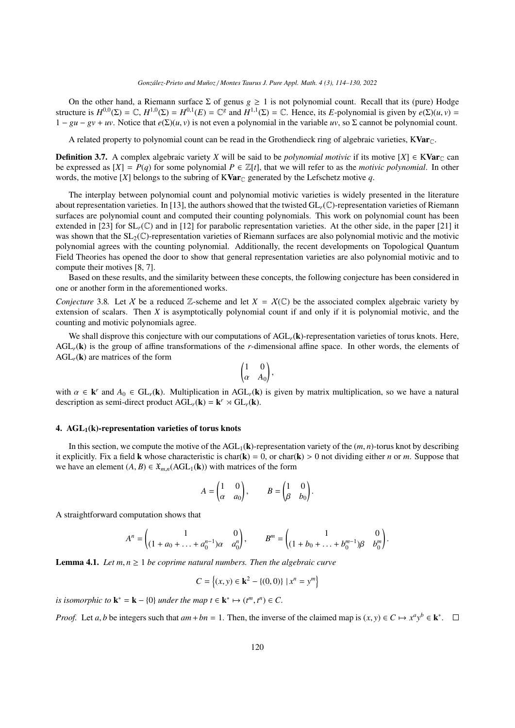On the other hand, a Riemann surface $\Sigma$ of genus $g \geq 1$ is not polynomial count. Recall that its (pure) Hodge structure is $H^{0,0}(\Sigma) = \mathbb{C}$, $H^{1,0}(\Sigma) = H^{0,1}(E) = \mathbb{C}^g$ and $H^{1,1}(\Sigma) = \mathbb{C}$. Hence, its $E$-polynomial is given by $e(\Sigma)(u, v) = 1 - gu - gv + uv$. Notice that $e(\Sigma)(u, v)$ is not even a polynomial in the variable $uv$, so $\Sigma$ cannot be polynomial count.

A related property to polynomial count can be read in the Grothendieck ring of algebraic varieties, $\mathrm{K}\mathbf{Var}_{\mathbb{C}}$.

**Definition 3.7.** A complex algebraic variety $X$ will be said to be *polynomial motivic* if its motive $[X] \in \mathrm{K}\mathbf{Var}_{\mathbb{C}}$ can be expressed as $[X] = P(q)$ for some polynomial $P \in \mathbb{Z}[t]$, that we will refer to as the *motivic polynomial*. In other words, the motive $[X]$ belongs to the subring of $\mathrm{K}\mathbf{Var}_{\mathbb{C}}$ generated by the Lefschetz motive $q$.

The interplay between polynomial count and polynomial motivic varieties is widely presented in the literature about representation varieties. In [13], the authors showed that the twisted $\mathrm{GL}_r(\mathbb{C})$-representation varieties of Riemann surfaces are polynomial count and computed their counting polynomials. This work on polynomial count has been extended in [23] for $\mathrm{SL}_r(\mathbb{C})$ and in [12] for parabolic representation varieties. At the other side, in the paper [21] it was shown that the $\mathrm{SL}_2(\mathbb{C})$-representation varieties of Riemann surfaces are also polynomial motivic and the motivic polynomial agrees with the counting polynomial. Additionally, the recent developments on Topological Quantum Field Theories has opened the door to show that general representation varieties are also polynomial motivic and to compute their motives [8, 7].

Based on these results, and the similarity between these concepts, the following conjecture has been considered in one or another form in the aforementioned works.

*Conjecture* 3.8. Let $\mathcal{X}$ be a reduced $\mathbb{Z}$-scheme and let $X = \mathcal{X}(\mathbb{C})$ be the associated complex algebraic variety by extension of scalars. Then $X$ is asymptotically polynomial count if and only if it is polynomial motivic, and the counting and motivic polynomials agree.

We shall disprove this conjecture with our computations of $\mathrm{AGL}_r(\mathbf{k})$-representation varieties of torus knots. Here, $\mathrm{AGL}_r(\mathbf{k})$ is the group of affine transformations of the $r$-dimensional affine space. In other words, the elements of $\mathrm{AGL}_r(\mathbf{k})$ are matrices of the form

$$\begin{pmatrix} 1 & 0 \\ \alpha & A_0 \end{pmatrix},$$

with $\alpha \in \mathbf{k}^r$ and $A_0 \in \mathrm{GL}_r(\mathbf{k})$. Multiplication in $\mathrm{AGL}_r(\mathbf{k})$ is given by matrix multiplication, so we have a natural description as semi-direct product $\mathrm{AGL}_r(\mathbf{k}) = \mathbf{k}^r \rtimes \mathrm{GL}_r(\mathbf{k})$.

## 4. $\mathrm{AGL}_1(\mathbf{k})$-representation varieties of torus knots

In this section, we compute the motive of the $\mathrm{AGL}_1(\mathbf{k})$-representation variety of the $(m, n)$-torus knot by describing it explicitly. Fix a field $\mathbf{k}$ whose characteristic is $\mathrm{char}(\mathbf{k}) = 0$, or $\mathrm{char}(\mathbf{k}) > 0$ not dividing either $n$ or $m$. Suppose that we have an element $(A, B) \in \mathfrak{X}_{m,n}(\mathrm{AGL}_1(\mathbf{k}))$ with matrices of the form

$$A = \begin{pmatrix} 1 & 0 \\ \alpha & a_0 \end{pmatrix}, \qquad B = \begin{pmatrix} 1 & 0 \\ \beta & b_0 \end{pmatrix}.$$

A straightforward computation shows that

$$A^n = \begin{pmatrix} 1 & 0 \\ (1 + a_0 + \ldots + a_0^{n-1})\alpha & a_0^n \end{pmatrix}, \qquad B^m = \begin{pmatrix} 1 & 0 \\ (1 + b_0 + \ldots + b_0^{m-1})\beta & b_0^m \end{pmatrix}.$$

**Lemma 4.1.** *Let $m, n \geq 1$ be coprime natural numbers. Then the algebraic curve*

$$C = \left\{(x, y) \in \mathbf{k}^2 - \{(0, 0)\} \mid x^n = y^m\right\}$$

*is isomorphic to $\mathbf{k}^* = \mathbf{k} - \{0\}$ under the map $t \in \mathbf{k}^* \mapsto (t^m, t^n) \in C$.*

*Proof.* Let $a, b$ be integers such that $am + bn = 1$. Then, the inverse of the claimed map is $(x, y) \in C \mapsto x^a y^b \in \mathbf{k}^*$. $\square$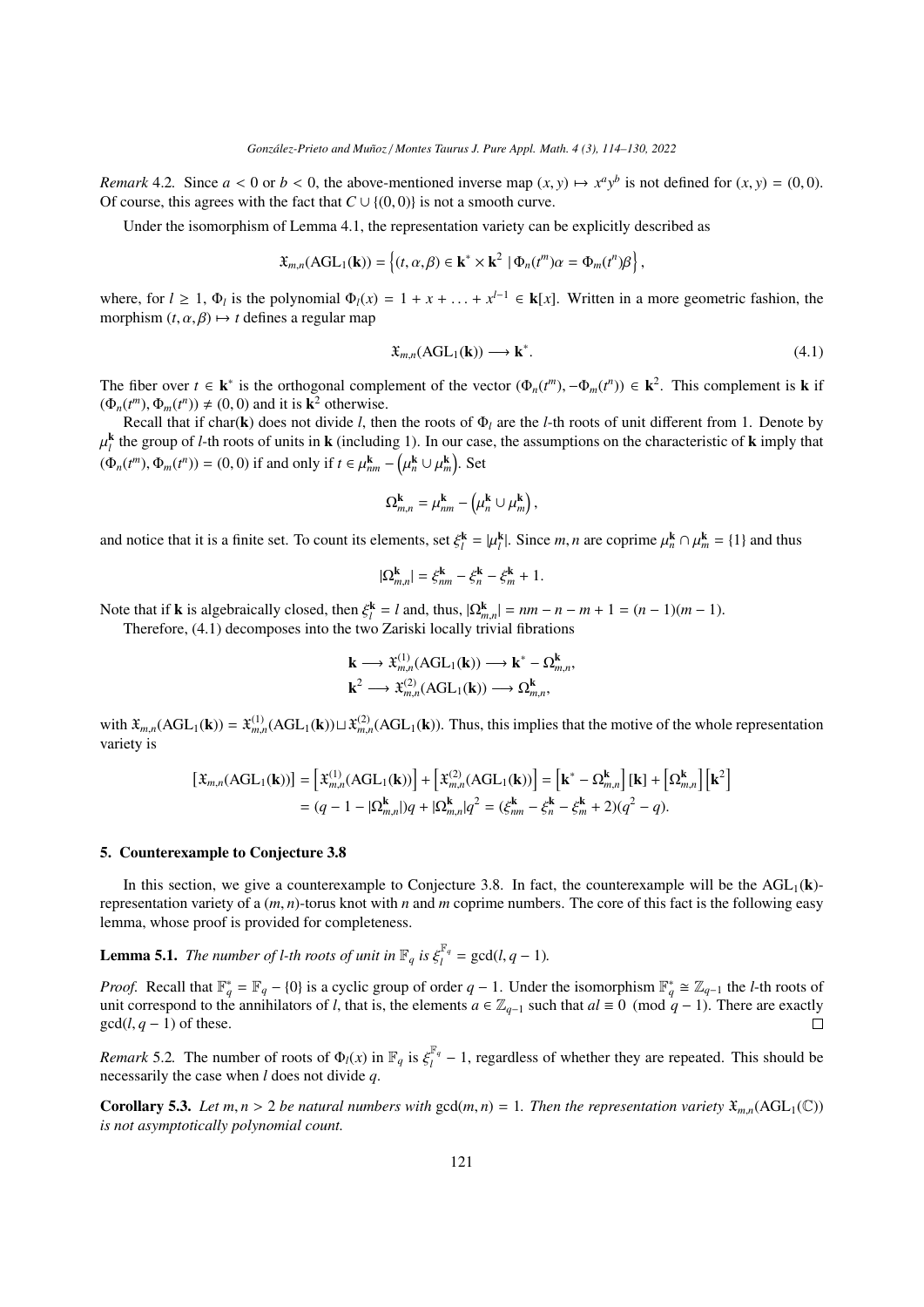*Remark* 4.2. Since $a < 0$ or $b < 0$, the above-mentioned inverse map $(x, y) \mapsto x^a y^b$ is not defined for $(x, y) = (0, 0)$. Of course, this agrees with the fact that $C \cup \{(0, 0)\}$ is not a smooth curve.

Under the isomorphism of Lemma 4.1, the representation variety can be explicitly described as

$$\mathfrak{X}_{m,n}(\mathrm{AGL}_1(\mathbf{k})) = \left\{(t, \alpha, \beta) \in \mathbf{k}^* \times \mathbf{k}^2 \mid \Phi_n(t^m)\alpha = \Phi_m(t^n)\beta\right\},$$

where, for $l \geq 1$, $\Phi_l$ is the polynomial $\Phi_l(x) = 1 + x + \ldots + x^{l-1} \in \mathbf{k}[x]$. Written in a more geometric fashion, the morphism $(t, \alpha, \beta) \mapsto t$ defines a regular map

$$\mathfrak{X}_{m,n}(\mathrm{AGL}_1(\mathbf{k})) \longrightarrow \mathbf{k}^*. \tag{4.1}$$

The fiber over $t \in \mathbf{k}^*$ is the orthogonal complement of the vector $(\Phi_n(t^m), -\Phi_m(t^n)) \in \mathbf{k}^2$. This complement is $\mathbf{k}$ if $(\Phi_n(t^m), \Phi_m(t^n)) \neq (0, 0)$ and it is $\mathbf{k}^2$ otherwise.

Recall that if char($\mathbf{k}$) does not divide $l$, then the roots of $\Phi_l$ are the $l$-th roots of unit different from 1. Denote by $\mu_l^{\mathbf{k}}$ the group of $l$-th roots of units in $\mathbf{k}$ (including 1). In our case, the assumptions on the characteristic of $\mathbf{k}$ imply that $(\Phi_n(t^m), \Phi_m(t^n)) = (0, 0)$ if and only if $t \in \mu_{nm}^{\mathbf{k}} - \left(\mu_n^{\mathbf{k}} \cup \mu_m^{\mathbf{k}}\right)$. Set

$$\Omega_{m,n}^{\mathbf{k}} = \mu_{nm}^{\mathbf{k}} - \left(\mu_n^{\mathbf{k}} \cup \mu_m^{\mathbf{k}}\right),$$

and notice that it is a finite set. To count its elements, set $\xi_l^{\mathbf{k}} = |\mu_l^{\mathbf{k}}|$. Since $m, n$ are coprime $\mu_n^{\mathbf{k}} \cap \mu_m^{\mathbf{k}} = \{1\}$ and thus

$$|\Omega_{m,n}^{\mathbf{k}}| = \xi_{nm}^{\mathbf{k}} - \xi_n^{\mathbf{k}} - \xi_m^{\mathbf{k}} + 1.$$

Note that if $\mathbf{k}$ is algebraically closed, then $\xi_l^{\mathbf{k}} = l$ and, thus, $|\Omega_{m,n}^{\mathbf{k}}| = nm - n - m + 1 = (n-1)(m-1)$.

Therefore, (4.1) decomposes into the two Zariski locally trivial fibrations

$$\begin{aligned}
\mathbf{k} \longrightarrow \mathfrak{X}_{m,n}^{(1)}(\mathrm{AGL}_1(\mathbf{k})) \longrightarrow \mathbf{k}^* - \Omega_{m,n}^{\mathbf{k}}, \\
\mathbf{k}^2 \longrightarrow \mathfrak{X}_{m,n}^{(2)}(\mathrm{AGL}_1(\mathbf{k})) \longrightarrow \Omega_{m,n}^{\mathbf{k}},
\end{aligned}$$

with $\mathfrak{X}_{m,n}(\mathrm{AGL}_1(\mathbf{k})) = \mathfrak{X}_{m,n}^{(1)}(\mathrm{AGL}_1(\mathbf{k})) \sqcup \mathfrak{X}_{m,n}^{(2)}(\mathrm{AGL}_1(\mathbf{k}))$. Thus, this implies that the motive of the whole representation variety is

$$\begin{aligned}
\left[\mathfrak{X}_{m,n}(\mathrm{AGL}_1(\mathbf{k}))\right] &= \left[\mathfrak{X}_{m,n}^{(1)}(\mathrm{AGL}_1(\mathbf{k}))\right] + \left[\mathfrak{X}_{m,n}^{(2)}(\mathrm{AGL}_1(\mathbf{k}))\right] = \left[\mathbf{k}^* - \Omega_{m,n}^{\mathbf{k}}\right][\mathbf{k}] + \left[\Omega_{m,n}^{\mathbf{k}}\right]\left[\mathbf{k}^2\right] \\
&= (q - 1 - |\Omega_{m,n}^{\mathbf{k}}|)q + |\Omega_{m,n}^{\mathbf{k}}|q^2 = (\xi_{nm}^{\mathbf{k}} - \xi_n^{\mathbf{k}} - \xi_m^{\mathbf{k}} + 2)(q^2 - q).
\end{aligned}$$

## 5. Counterexample to Conjecture 3.8

In this section, we give a counterexample to Conjecture 3.8. In fact, the counterexample will be the $\mathrm{AGL}_1(\mathbf{k})$-representation variety of a $(m, n)$-torus knot with $n$ and $m$ coprime numbers. The core of this fact is the following easy lemma, whose proof is provided for completeness.

**Lemma 5.1.** *The number of $l$-th roots of unit in $\mathbb{F}_q$ is $\xi_l^{\mathbb{F}_q} = \gcd(l, q-1)$.*

*Proof.* Recall that $\mathbb{F}_q^* = \mathbb{F}_q - \{0\}$ is a cyclic group of order $q - 1$. Under the isomorphism $\mathbb{F}_q^* \cong \mathbb{Z}_{q-1}$ the $l$-th roots of unit correspond to the annihilators of $l$, that is, the elements $a \in \mathbb{Z}_{q-1}$ such that $al \equiv 0 \pmod{q-1}$. There are exactly $\gcd(l, q-1)$ of these. □

*Remark* 5.2. The number of roots of $\Phi_l(x)$ in $\mathbb{F}_q$ is $\xi_l^{\mathbb{F}_q} - 1$, regardless of whether they are repeated. This should be necessarily the case when $l$ does not divide $q$.

**Corollary 5.3.** *Let $m, n > 2$ be natural numbers with $\gcd(m, n) = 1$. Then the representation variety $\mathfrak{X}_{m,n}(\mathrm{AGL}_1(\mathbb{C}))$ is not asymptotically polynomial count.*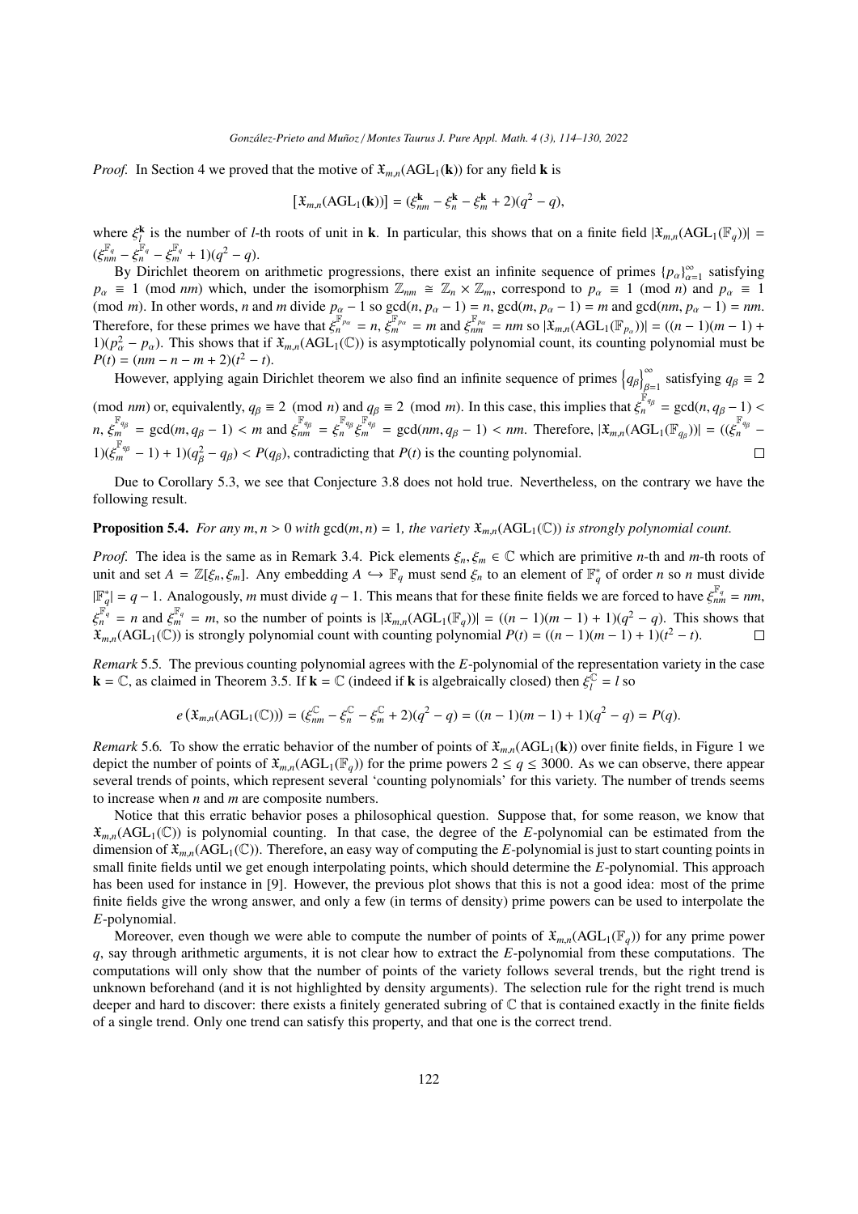*Proof.* In Section 4 we proved that the motive of $\mathfrak{X}_{m,n}(\mathrm{AGL}_1(\mathbf{k}))$ for any field $\mathbf{k}$ is

$$[\mathfrak{X}_{m,n}(\mathrm{AGL}_1(\mathbf{k}))] = (\xi_{nm}^{\mathbf{k}} - \xi_n^{\mathbf{k}} - \xi_m^{\mathbf{k}} + 2)(q^2 - q),$$

where $\xi_l^{\mathbf{k}}$ is the number of $l$-th roots of unit in $\mathbf{k}$. In particular, this shows that on a finite field $|\mathfrak{X}_{m,n}(\mathrm{AGL}_1(\mathbb{F}_q))| = (\xi_{nm}^{\mathbb{F}_q} - \xi_n^{\mathbb{F}_q} - \xi_m^{\mathbb{F}_q} + 1)(q^2 - q)$.

By Dirichlet theorem on arithmetic progressions, there exist an infinite sequence of primes $\{p_\alpha\}_{\alpha=1}^{\infty}$ satisfying $p_\alpha \equiv 1 \pmod{nm}$ which, under the isomorphism $\mathbb{Z}_{nm} \cong \mathbb{Z}_n \times \mathbb{Z}_m$, correspond to $p_\alpha \equiv 1 \pmod{n}$ and $p_\alpha \equiv 1 \pmod{m}$. In other words, $n$ and $m$ divide $p_\alpha - 1$ so $\gcd(n, p_\alpha - 1) = n$, $\gcd(m, p_\alpha - 1) = m$ and $\gcd(nm, p_\alpha - 1) = nm$. Therefore, for these primes we have that $\xi_n^{\mathbb{F}_{p_\alpha}} = n$, $\xi_m^{\mathbb{F}_{p_\alpha}} = m$ and $\xi_{nm}^{\mathbb{F}_{p_\alpha}} = nm$ so $|\mathfrak{X}_{m,n}(\mathrm{AGL}_1(\mathbb{F}_{p_\alpha}))| = ((n-1)(m-1) + 1)(p_\alpha^2 - p_\alpha)$. This shows that if $\mathfrak{X}_{m,n}(\mathrm{AGL}_1(\mathbb{C}))$ is asymptotically polynomial count, its counting polynomial must be $P(t) = (nm - n - m + 2)(t^2 - t)$.

However, applying again Dirichlet theorem we also find an infinite sequence of primes $\left\{q_\beta\right\}_{\beta=1}^{\infty}$ satisfying $q_\beta \equiv 2 \pmod{nm}$ or, equivalently, $q_\beta \equiv 2 \pmod{n}$ and $q_\beta \equiv 2 \pmod{m}$. In this case, this implies that $\xi_n^{\mathbb{F}_{q_\beta}} = \gcd(n, q_\beta - 1) < n$, $\xi_m^{\mathbb{F}_{q_\beta}} = \gcd(m, q_\beta - 1) < m$ and $\xi_{nm}^{\mathbb{F}_{q_\beta}} = \xi_n^{\mathbb{F}_{q_\beta}} \xi_m^{\mathbb{F}_{q_\beta}} = \gcd(nm, q_\beta - 1) < nm$. Therefore, $|\mathfrak{X}_{m,n}(\mathrm{AGL}_1(\mathbb{F}_{q_\beta}))| = ((\xi_n^{\mathbb{F}_{q_\beta}} - 1)(\xi_m^{\mathbb{F}_{q_\beta}} - 1) + 1)(q_\beta^2 - q_\beta) < P(q_\beta)$, contradicting that $P(t)$ is the counting polynomial. □

Due to Corollary 5.3, we see that Conjecture 3.8 does not hold true. Nevertheless, on the contrary we have the following result.

**Proposition 5.4.** *For any $m, n > 0$ with $\gcd(m, n) = 1$, the variety $\mathfrak{X}_{m,n}(\mathrm{AGL}_1(\mathbb{C}))$ is strongly polynomial count.*

*Proof.* The idea is the same as in Remark 3.4. Pick elements $\xi_n, \xi_m \in \mathbb{C}$ which are primitive $n$-th and $m$-th roots of unit and set $A = \mathbb{Z}[\xi_n, \xi_m]$. Any embedding $A \hookrightarrow \mathbb{F}_q$ must send $\xi_n$ to an element of $\mathbb{F}_q^*$ of order $n$ so $n$ must divide $|\mathbb{F}_q^*| = q - 1$. Analogously, $m$ must divide $q - 1$. This means that for these finite fields we are forced to have $\xi_{nm}^{\mathbb{F}_q} = nm$, $\xi_n^{\mathbb{F}_q} = n$ and $\xi_m^{\mathbb{F}_q} = m$, so the number of points is $|\mathfrak{X}_{m,n}(\mathrm{AGL}_1(\mathbb{F}_q))| = ((n-1)(m-1) + 1)(q^2 - q)$. This shows that $\mathfrak{X}_{m,n}(\mathrm{AGL}_1(\mathbb{C}))$ is strongly polynomial count with counting polynomial $P(t) = ((n-1)(m-1) + 1)(t^2 - t)$. □

*Remark* 5.5. The previous counting polynomial agrees with the $E$-polynomial of the representation variety in the case $\mathbf{k} = \mathbb{C}$, as claimed in Theorem 3.5. If $\mathbf{k} = \mathbb{C}$ (indeed if $\mathbf{k}$ is algebraically closed) then $\xi_l^{\mathbb{C}} = l$ so

$$e\left(\mathfrak{X}_{m,n}(\mathrm{AGL}_1(\mathbb{C}))\right) = (\xi_{nm}^{\mathbb{C}} - \xi_n^{\mathbb{C}} - \xi_m^{\mathbb{C}} + 2)(q^2 - q) = ((n-1)(m-1) + 1)(q^2 - q) = P(q).$$

*Remark* 5.6. To show the erratic behavior of the number of points of $\mathfrak{X}_{m,n}(\mathrm{AGL}_1(\mathbf{k}))$ over finite fields, in Figure 1 we depict the number of points of $\mathfrak{X}_{m,n}(\mathrm{AGL}_1(\mathbb{F}_q))$ for the prime powers $2 \leq q \leq 3000$. As we can observe, there appear several trends of points, which represent several 'counting polynomials' for this variety. The number of trends seems to increase when $n$ and $m$ are composite numbers.

Notice that this erratic behavior poses a philosophical question. Suppose that, for some reason, we know that $\mathfrak{X}_{m,n}(\mathrm{AGL}_1(\mathbb{C}))$ is polynomial counting. In that case, the degree of the $E$-polynomial can be estimated from the dimension of $\mathfrak{X}_{m,n}(\mathrm{AGL}_1(\mathbb{C}))$. Therefore, an easy way of computing the $E$-polynomial is just to start counting points in small finite fields until we get enough interpolating points, which should determine the $E$-polynomial. This approach has been used for instance in [9]. However, the previous plot shows that this is not a good idea: most of the prime finite fields give the wrong answer, and only a few (in terms of density) prime powers can be used to interpolate the $E$-polynomial.

Moreover, even though we were able to compute the number of points of $\mathfrak{X}_{m,n}(\mathrm{AGL}_1(\mathbb{F}_q))$ for any prime power $q$, say through arithmetic arguments, it is not clear how to extract the $E$-polynomial from these computations. The computations will only show that the number of points of the variety follows several trends, but the right trend is unknown beforehand (and it is not highlighted by density arguments). The selection rule for the right trend is much deeper and hard to discover: there exists a finitely generated subring of $\mathbb{C}$ that is contained exactly in the finite fields of a single trend. Only one trend can satisfy this property, and that one is the correct trend.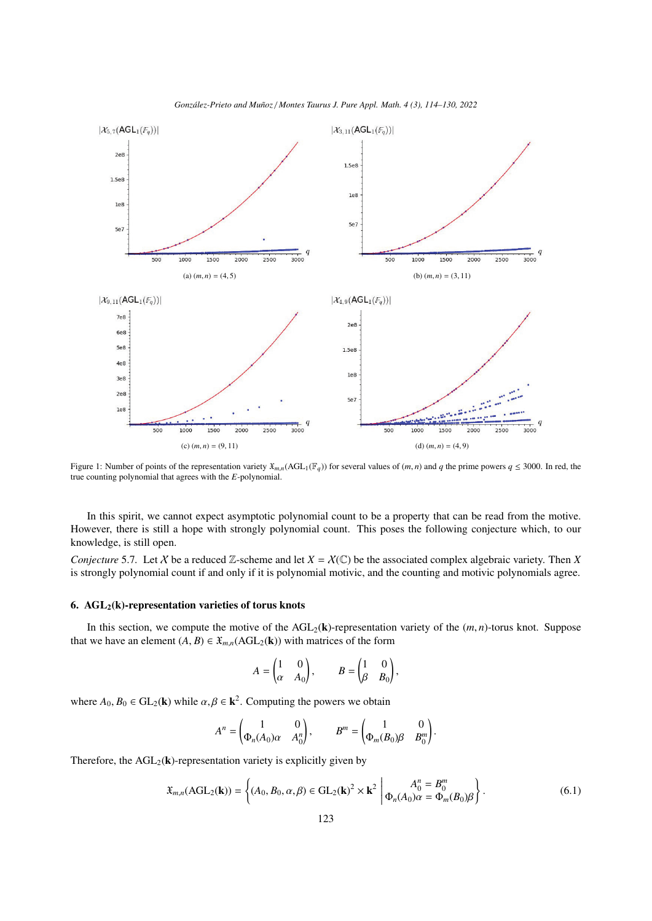Figure 1: Number of points of the representation variety $\mathfrak{X}_{m,n}(\mathrm{AGL}_1(\mathbb{F}_q))$ for several values of $(m,n)$ and $q$ the prime powers $q \leq 3000$. In red, the true counting polynomial that agrees with the $E$-polynomial.

(a) $(m,n) = (4,5)$

(b) $(m,n) = (3,11)$

(c) $(m,n) = (9,11)$

(d) $(m,n) = (4,9)$

In this spirit, we cannot expect asymptotic polynomial count to be a property that can be read from the motive. However, there is still a hope with strongly polynomial count. This poses the following conjecture which, to our knowledge, is still open.

*Conjecture* 5.7. Let $\mathcal{X}$ be a reduced $\mathbb{Z}$-scheme and let $X = \mathcal{X}(\mathbb{C})$ be the associated complex algebraic variety. Then $X$ is strongly polynomial count if and only if it is polynomial motivic, and the counting and motivic polynomials agree.

## 6. $\mathrm{AGL}_2(\mathbf{k})$-representation varieties of torus knots

In this section, we compute the motive of the $\mathrm{AGL}_2(\mathbf{k})$-representation variety of the $(m,n)$-torus knot. Suppose that we have an element $(A,B) \in \mathfrak{X}_{m,n}(\mathrm{AGL}_2(\mathbf{k}))$ with matrices of the form

$$A = \begin{pmatrix} 1 & 0 \\ \alpha & A_0 \end{pmatrix}, \qquad B = \begin{pmatrix} 1 & 0 \\ \beta & B_0 \end{pmatrix},$$

where $A_0, B_0 \in \mathrm{GL}_2(\mathbf{k})$ while $\alpha, \beta \in \mathbf{k}^2$. Computing the powers we obtain

$$A^n = \begin{pmatrix} 1 & 0 \\ \Phi_n(A_0)\alpha & A_0^n \end{pmatrix}, \qquad B^m = \begin{pmatrix} 1 & 0 \\ \Phi_m(B_0)\beta & B_0^m \end{pmatrix}.$$

Therefore, the $\mathrm{AGL}_2(\mathbf{k})$-representation variety is explicitly given by

$$\mathfrak{X}_{m,n}(\mathrm{AGL}_2(\mathbf{k})) = \left\{ (A_0, B_0, \alpha, \beta) \in \mathrm{GL}_2(\mathbf{k})^2 \times \mathbf{k}^2 \;\middle|\; \begin{array}{c} A_0^n = B_0^m \\ \Phi_n(A_0)\alpha = \Phi_m(B_0)\beta \end{array} \right\}. \tag{6.1}$$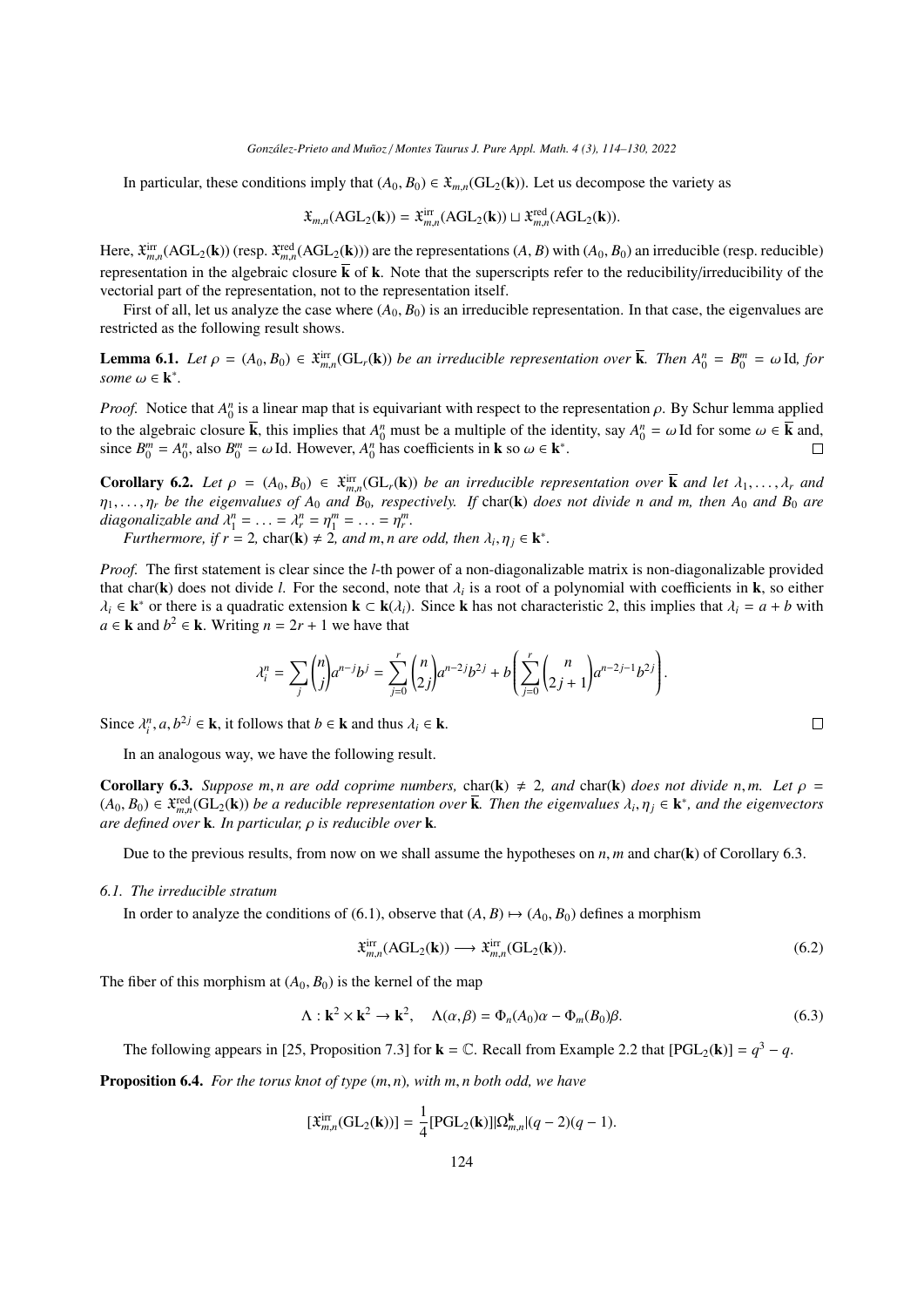In particular, these conditions imply that $(A_0, B_0) \in \mathfrak{X}_{m,n}(\mathrm{GL}_2(\mathbf{k}))$. Let us decompose the variety as

$$\mathfrak{X}_{m,n}(\mathrm{AGL}_2(\mathbf{k})) = \mathfrak{X}_{m,n}^{\mathrm{irr}}(\mathrm{AGL}_2(\mathbf{k})) \sqcup \mathfrak{X}_{m,n}^{\mathrm{red}}(\mathrm{AGL}_2(\mathbf{k})).$$

Here, $\mathfrak{X}_{m,n}^{\mathrm{irr}}(\mathrm{AGL}_2(\mathbf{k}))$ (resp. $\mathfrak{X}_{m,n}^{\mathrm{red}}(\mathrm{AGL}_2(\mathbf{k}))$) are the representations $(A, B)$ with $(A_0, B_0)$ an irreducible (resp. reducible) representation in the algebraic closure $\overline{\mathbf{k}}$ of $\mathbf{k}$. Note that the superscripts refer to the reducibility/irreducibility of the vectorial part of the representation, not to the representation itself.

First of all, let us analyze the case where $(A_0, B_0)$ is an irreducible representation. In that case, the eigenvalues are restricted as the following result shows.

**Lemma 6.1.** *Let $\rho = (A_0, B_0) \in \mathfrak{X}_{m,n}^{\mathrm{irr}}(\mathrm{GL}_r(\mathbf{k}))$ be an irreducible representation over $\overline{\mathbf{k}}$. Then $A_0^n = B_0^m = \omega\,\mathrm{Id}$, for some $\omega \in \mathbf{k}^*$.*

*Proof.* Notice that $A_0^n$ is a linear map that is equivariant with respect to the representation $\rho$. By Schur lemma applied to the algebraic closure $\overline{\mathbf{k}}$, this implies that $A_0^n$ must be a multiple of the identity, say $A_0^n = \omega\,\mathrm{Id}$ for some $\omega \in \overline{\mathbf{k}}$ and, since $B_0^m = A_0^n$, also $B_0^m = \omega\,\mathrm{Id}$. However, $A_0^n$ has coefficients in $\mathbf{k}$ so $\omega \in \mathbf{k}^*$. □

**Corollary 6.2.** *Let $\rho = (A_0, B_0) \in \mathfrak{X}_{m,n}^{\mathrm{irr}}(\mathrm{GL}_r(\mathbf{k}))$ be an irreducible representation over $\overline{\mathbf{k}}$ and let $\lambda_1, \ldots, \lambda_r$ and $\eta_1, \ldots, \eta_r$ be the eigenvalues of $A_0$ and $B_0$, respectively. If $\mathrm{char}(\mathbf{k})$ does not divide $n$ and $m$, then $A_0$ and $B_0$ are diagonalizable and $\lambda_1^n = \ldots = \lambda_r^n = \eta_1^m = \ldots = \eta_r^m$.*

*Furthermore, if $r = 2$, $\mathrm{char}(\mathbf{k}) \neq 2$, and $m, n$ are odd, then $\lambda_i, \eta_j \in \mathbf{k}^*$.*

*Proof.* The first statement is clear since the $l$-th power of a non-diagonalizable matrix is non-diagonalizable provided that $\mathrm{char}(\mathbf{k})$ does not divide $l$. For the second, note that $\lambda_i$ is a root of a polynomial with coefficients in $\mathbf{k}$, so either $\lambda_i \in \mathbf{k}^*$ or there is a quadratic extension $\mathbf{k} \subset \mathbf{k}(\lambda_i)$. Since $\mathbf{k}$ has not characteristic 2, this implies that $\lambda_i = a + b$ with $a \in \mathbf{k}$ and $b^2 \in \mathbf{k}$. Writing $n = 2r + 1$ we have that

$$\lambda_i^n = \sum_j \binom{n}{j} a^{n-j} b^j = \sum_{j=0}^{r} \binom{n}{2j} a^{n-2j} b^{2j} + b \left( \sum_{j=0}^{r} \binom{n}{2j+1} a^{n-2j-1} b^{2j} \right).$$

Since $\lambda_i^n, a, b^{2j} \in \mathbf{k}$, it follows that $b \in \mathbf{k}$ and thus $\lambda_i \in \mathbf{k}$. □

In an analogous way, we have the following result.

**Corollary 6.3.** *Suppose $m, n$ are odd coprime numbers, $\mathrm{char}(\mathbf{k}) \neq 2$, and $\mathrm{char}(\mathbf{k})$ does not divide $n, m$. Let $\rho = (A_0, B_0) \in \mathfrak{X}_{m,n}^{\mathrm{red}}(\mathrm{GL}_2(\mathbf{k}))$ be a reducible representation over $\overline{\mathbf{k}}$. Then the eigenvalues $\lambda_i, \eta_j \in \mathbf{k}^*$, and the eigenvectors are defined over $\mathbf{k}$. In particular, $\rho$ is reducible over $\mathbf{k}$.*

Due to the previous results, from now on we shall assume the hypotheses on $n, m$ and $\mathrm{char}(\mathbf{k})$ of Corollary 6.3.

*6.1. The irreducible stratum*

In order to analyze the conditions of (6.1), observe that $(A, B) \mapsto (A_0, B_0)$ defines a morphism

$$\mathfrak{X}_{m,n}^{\mathrm{irr}}(\mathrm{AGL}_2(\mathbf{k})) \longrightarrow \mathfrak{X}_{m,n}^{\mathrm{irr}}(\mathrm{GL}_2(\mathbf{k})). \tag{6.2}$$

The fiber of this morphism at $(A_0, B_0)$ is the kernel of the map

$$\Lambda : \mathbf{k}^2 \times \mathbf{k}^2 \to \mathbf{k}^2, \quad \Lambda(\alpha, \beta) = \Phi_n(A_0)\alpha - \Phi_m(B_0)\beta. \tag{6.3}$$

The following appears in [25, Proposition 7.3] for $\mathbf{k} = \mathbb{C}$. Recall from Example 2.2 that $[\mathrm{PGL}_2(\mathbf{k})] = q^3 - q$.

**Proposition 6.4.** *For the torus knot of type $(m, n)$, with $m, n$ both odd, we have*

$$[\mathfrak{X}_{m,n}^{\mathrm{irr}}(\mathrm{GL}_2(\mathbf{k}))] = \frac{1}{4}[\mathrm{PGL}_2(\mathbf{k})]|\Omega_{m,n}^{\mathbf{k}}|(q-2)(q-1).$$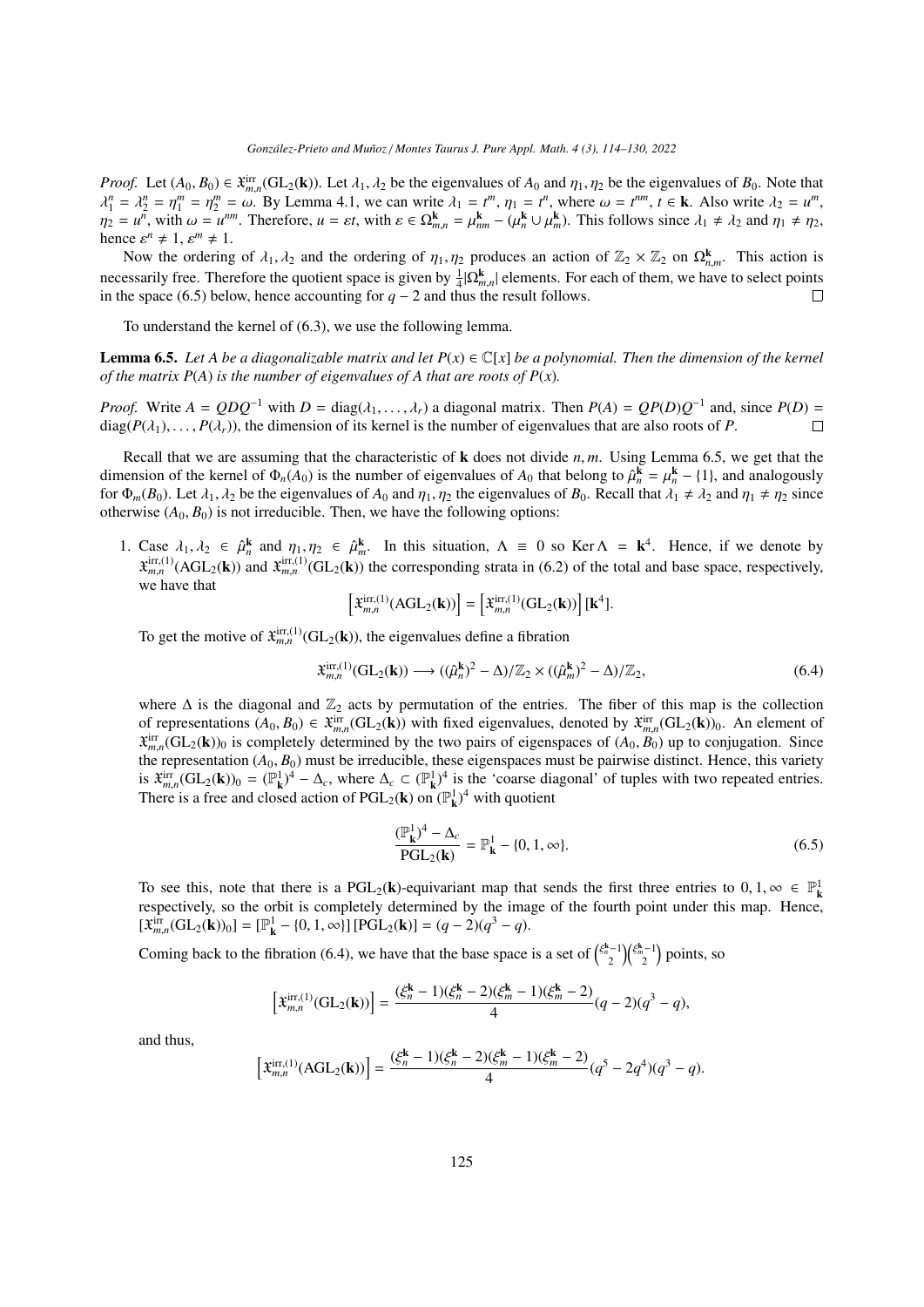*Proof.* Let $(A_0, B_0) \in \mathfrak{X}^{\mathrm{irr}}_{m,n}(\mathrm{GL}_2(\mathbf{k}))$. Let $\lambda_1, \lambda_2$ be the eigenvalues of $A_0$ and $\eta_1, \eta_2$ be the eigenvalues of $B_0$. Note that $\lambda_1^n = \lambda_2^n = \eta_1^m = \eta_2^m = \omega$. By Lemma 4.1, we can write $\lambda_1 = t^m$, $\eta_1 = t^n$, where $\omega = t^{nm}$, $t \in \mathbf{k}$. Also write $\lambda_2 = u^m$, $\eta_2 = u^n$, with $\omega = u^{nm}$. Therefore, $u = \varepsilon t$, with $\varepsilon \in \Omega^{\mathbf{k}}_{m,n} = \mu^{\mathbf{k}}_{nm} - (\mu^{\mathbf{k}}_n \cup \mu^{\mathbf{k}}_m)$. This follows since $\lambda_1 \neq \lambda_2$ and $\eta_1 \neq \eta_2$, hence $\varepsilon^n \neq 1$, $\varepsilon^m \neq 1$.

Now the ordering of $\lambda_1, \lambda_2$ and the ordering of $\eta_1, \eta_2$ produces an action of $\mathbb{Z}_2 \times \mathbb{Z}_2$ on $\Omega^{\mathbf{k}}_{n,m}$. This action is necessarily free. Therefore the quotient space is given by $\frac{1}{4}|\Omega^{\mathbf{k}}_{m,n}|$ elements. For each of them, we have to select points in the space (6.5) below, hence accounting for $q-2$ and thus the result follows. □

To understand the kernel of (6.3), we use the following lemma.

**Lemma 6.5.** *Let $A$ be a diagonalizable matrix and let $P(x) \in \mathbb{C}[x]$ be a polynomial. Then the dimension of the kernel of the matrix $P(A)$ is the number of eigenvalues of $A$ that are roots of $P(x)$.*

*Proof.* Write $A = QDQ^{-1}$ with $D = \mathrm{diag}(\lambda_1, \ldots, \lambda_r)$ a diagonal matrix. Then $P(A) = QP(D)Q^{-1}$ and, since $P(D) = \mathrm{diag}(P(\lambda_1), \ldots, P(\lambda_r))$, the dimension of its kernel is the number of eigenvalues that are also roots of $P$. □

Recall that we are assuming that the characteristic of $\mathbf{k}$ does not divide $n, m$. Using Lemma 6.5, we get that the dimension of the kernel of $\Phi_n(A_0)$ is the number of eigenvalues of $A_0$ that belong to $\hat{\mu}^{\mathbf{k}}_n = \mu^{\mathbf{k}}_n - \{1\}$, and analogously for $\Phi_m(B_0)$. Let $\lambda_1, \lambda_2$ be the eigenvalues of $A_0$ and $\eta_1, \eta_2$ the eigenvalues of $B_0$. Recall that $\lambda_1 \neq \lambda_2$ and $\eta_1 \neq \eta_2$ since otherwise $(A_0, B_0)$ is not irreducible. Then, we have the following options:

1. Case $\lambda_1, \lambda_2 \in \hat{\mu}^{\mathbf{k}}_n$ and $\eta_1, \eta_2 \in \hat{\mu}^{\mathbf{k}}_m$. In this situation, $\Lambda \equiv 0$ so $\mathrm{Ker}\,\Lambda = \mathbf{k}^4$. Hence, if we denote by $\mathfrak{X}^{\mathrm{irr},(1)}_{m,n}(\mathrm{AGL}_2(\mathbf{k}))$ and $\mathfrak{X}^{\mathrm{irr},(1)}_{m,n}(\mathrm{GL}_2(\mathbf{k}))$ the corresponding strata in (6.2) of the total and base space, respectively, we have that

$$\left[\mathfrak{X}^{\mathrm{irr},(1)}_{m,n}(\mathrm{AGL}_2(\mathbf{k}))\right] = \left[\mathfrak{X}^{\mathrm{irr},(1)}_{m,n}(\mathrm{GL}_2(\mathbf{k}))\right][\mathbf{k}^4].$$

To get the motive of $\mathfrak{X}^{\mathrm{irr},(1)}_{m,n}(\mathrm{GL}_2(\mathbf{k}))$, the eigenvalues define a fibration

$$\mathfrak{X}^{\mathrm{irr},(1)}_{m,n}(\mathrm{GL}_2(\mathbf{k})) \longrightarrow ((\hat{\mu}^{\mathbf{k}}_n)^2 - \Delta)/\mathbb{Z}_2 \times ((\hat{\mu}^{\mathbf{k}}_m)^2 - \Delta)/\mathbb{Z}_2, \tag{6.4}$$

where $\Delta$ is the diagonal and $\mathbb{Z}_2$ acts by permutation of the entries. The fiber of this map is the collection of representations $(A_0, B_0) \in \mathfrak{X}^{\mathrm{irr}}_{m,n}(\mathrm{GL}_2(\mathbf{k}))$ with fixed eigenvalues, denoted by $\mathfrak{X}^{\mathrm{irr}}_{m,n}(\mathrm{GL}_2(\mathbf{k}))_0$. An element of $\mathfrak{X}^{\mathrm{irr}}_{m,n}(\mathrm{GL}_2(\mathbf{k}))_0$ is completely determined by the two pairs of eigenspaces of $(A_0, B_0)$ up to conjugation. Since the representation $(A_0, B_0)$ must be irreducible, these eigenspaces must be pairwise distinct. Hence, this variety is $\mathfrak{X}^{\mathrm{irr}}_{m,n}(\mathrm{GL}_2(\mathbf{k}))_0 = (\mathbb{P}^1_{\mathbf{k}})^4 - \Delta_c$, where $\Delta_c \subset (\mathbb{P}^1_{\mathbf{k}})^4$ is the 'coarse diagonal' of tuples with two repeated entries. There is a free and closed action of $\mathrm{PGL}_2(\mathbf{k})$ on $(\mathbb{P}^1_{\mathbf{k}})^4$ with quotient

$$\frac{(\mathbb{P}^1_{\mathbf{k}})^4 - \Delta_c}{\mathrm{PGL}_2(\mathbf{k})} = \mathbb{P}^1_{\mathbf{k}} - \{0, 1, \infty\}. \tag{6.5}$$

To see this, note that there is a $\mathrm{PGL}_2(\mathbf{k})$-equivariant map that sends the first three entries to $0, 1, \infty \in \mathbb{P}^1_{\mathbf{k}}$ respectively, so the orbit is completely determined by the image of the fourth point under this map. Hence, $[\mathfrak{X}^{\mathrm{irr}}_{m,n}(\mathrm{GL}_2(\mathbf{k}))_0] = [\mathbb{P}^1_{\mathbf{k}} - \{0, 1, \infty\}]\,[\mathrm{PGL}_2(\mathbf{k})] = (q-2)(q^3 - q)$.

Coming back to the fibration (6.4), we have that the base space is a set of $\binom{\xi^{\mathbf{k}}_n - 1}{2}\binom{\xi^{\mathbf{k}}_m - 1}{2}$ points, so

$$\left[\mathfrak{X}^{\mathrm{irr},(1)}_{m,n}(\mathrm{GL}_2(\mathbf{k}))\right] = \frac{(\xi^{\mathbf{k}}_n - 1)(\xi^{\mathbf{k}}_n - 2)(\xi^{\mathbf{k}}_m - 1)(\xi^{\mathbf{k}}_m - 2)}{4}(q-2)(q^3 - q),$$

and thus,

$$\left[\mathfrak{X}^{\mathrm{irr},(1)}_{m,n}(\mathrm{AGL}_2(\mathbf{k}))\right] = \frac{(\xi^{\mathbf{k}}_n - 1)(\xi^{\mathbf{k}}_n - 2)(\xi^{\mathbf{k}}_m - 1)(\xi^{\mathbf{k}}_m - 2)}{4}(q^5 - 2q^4)(q^3 - q).$$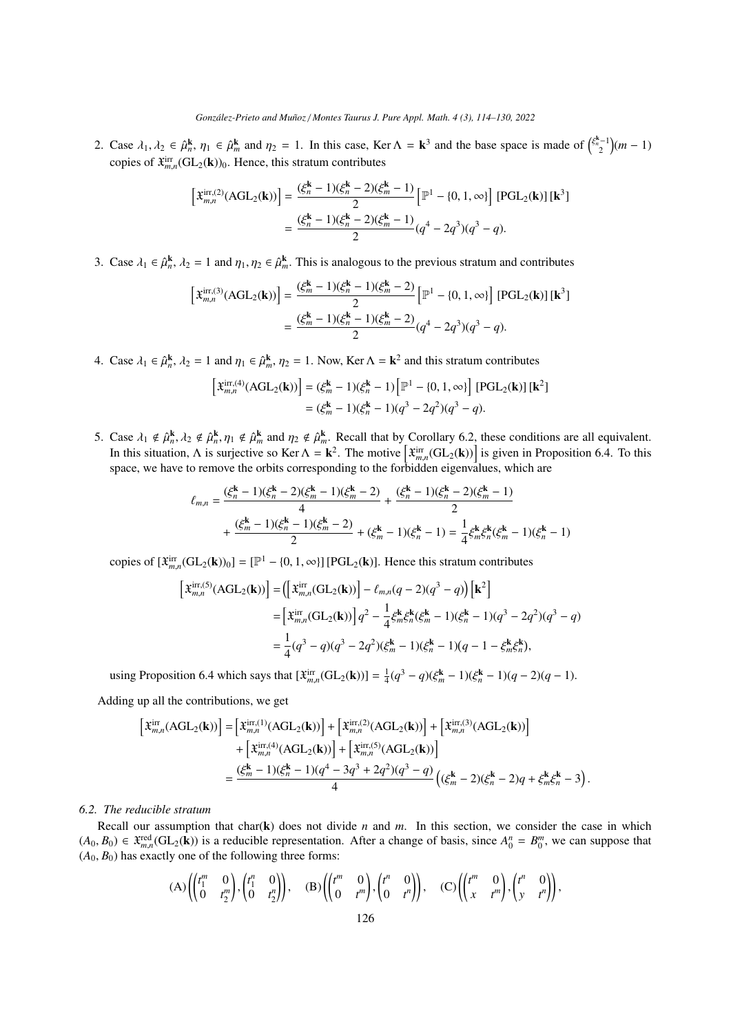2. Case $\lambda_1, \lambda_2 \in \hat{\mu}_n^{\mathbf{k}}$, $\eta_1 \in \hat{\mu}_m^{\mathbf{k}}$ and $\eta_2 = 1$. In this case, $\operatorname{Ker}\Lambda = \mathbf{k}^3$ and the base space is made of $\binom{\xi_n^{\mathbf{k}}-1}{2}(m-1)$ copies of $\mathfrak{X}_{m,n}^{\mathrm{irr}}(\mathrm{GL}_2(\mathbf{k}))_0$. Hence, this stratum contributes

$$\left[\mathfrak{X}_{m,n}^{\mathrm{irr},(2)}(\mathrm{AGL}_2(\mathbf{k}))\right] = \frac{(\xi_n^{\mathbf{k}}-1)(\xi_n^{\mathbf{k}}-2)(\xi_m^{\mathbf{k}}-1)}{2}\left[\mathbb{P}^1 - \{0,1,\infty\}\right][\mathrm{PGL}_2(\mathbf{k})][\mathbf{k}^3]$$
$$= \frac{(\xi_n^{\mathbf{k}}-1)(\xi_n^{\mathbf{k}}-2)(\xi_m^{\mathbf{k}}-1)}{2}(q^4-2q^3)(q^3-q).$$

3. Case $\lambda_1 \in \hat{\mu}_n^{\mathbf{k}}$, $\lambda_2 = 1$ and $\eta_1, \eta_2 \in \hat{\mu}_m^{\mathbf{k}}$. This is analogous to the previous stratum and contributes

$$\left[\mathfrak{X}_{m,n}^{\mathrm{irr},(3)}(\mathrm{AGL}_2(\mathbf{k}))\right] = \frac{(\xi_m^{\mathbf{k}}-1)(\xi_n^{\mathbf{k}}-1)(\xi_m^{\mathbf{k}}-2)}{2}\left[\mathbb{P}^1 - \{0,1,\infty\}\right][\mathrm{PGL}_2(\mathbf{k})][\mathbf{k}^3]$$
$$= \frac{(\xi_m^{\mathbf{k}}-1)(\xi_n^{\mathbf{k}}-1)(\xi_m^{\mathbf{k}}-2)}{2}(q^4-2q^3)(q^3-q).$$

4. Case $\lambda_1 \in \hat{\mu}_n^{\mathbf{k}}$, $\lambda_2 = 1$ and $\eta_1 \in \hat{\mu}_m^{\mathbf{k}}$, $\eta_2 = 1$. Now, $\operatorname{Ker}\Lambda = \mathbf{k}^2$ and this stratum contributes

$$\left[\mathfrak{X}_{m,n}^{\mathrm{irr},(4)}(\mathrm{AGL}_2(\mathbf{k}))\right] = (\xi_m^{\mathbf{k}}-1)(\xi_n^{\mathbf{k}}-1)\left[\mathbb{P}^1 - \{0,1,\infty\}\right][\mathrm{PGL}_2(\mathbf{k})][\mathbf{k}^2]$$
$$= (\xi_m^{\mathbf{k}}-1)(\xi_n^{\mathbf{k}}-1)(q^3-2q^2)(q^3-q).$$

5. Case $\lambda_1 \notin \hat{\mu}_n^{\mathbf{k}}$, $\lambda_2 \notin \hat{\mu}_n^{\mathbf{k}}$, $\eta_1 \notin \hat{\mu}_m^{\mathbf{k}}$ and $\eta_2 \notin \hat{\mu}_m^{\mathbf{k}}$. Recall that by Corollary 6.2, these conditions are all equivalent. In this situation, $\Lambda$ is surjective so $\operatorname{Ker}\Lambda = \mathbf{k}^2$. The motive $\left[\mathfrak{X}_{m,n}^{\mathrm{irr}}(\mathrm{GL}_2(\mathbf{k}))\right]$ is given in Proposition 6.4. To this space, we have to remove the orbits corresponding to the forbidden eigenvalues, which are

$$\ell_{m,n} = \frac{(\xi_n^{\mathbf{k}}-1)(\xi_n^{\mathbf{k}}-2)(\xi_m^{\mathbf{k}}-1)(\xi_m^{\mathbf{k}}-2)}{4} + \frac{(\xi_n^{\mathbf{k}}-1)(\xi_n^{\mathbf{k}}-2)(\xi_m^{\mathbf{k}}-1)}{2}$$
$$+ \frac{(\xi_m^{\mathbf{k}}-1)(\xi_n^{\mathbf{k}}-1)(\xi_m^{\mathbf{k}}-2)}{2} + (\xi_m^{\mathbf{k}}-1)(\xi_n^{\mathbf{k}}-1) = \frac{1}{4}\xi_m^{\mathbf{k}}\xi_n^{\mathbf{k}}(\xi_m^{\mathbf{k}}-1)(\xi_n^{\mathbf{k}}-1)$$

copies of $[\mathfrak{X}_{m,n}^{\mathrm{irr}}(\mathrm{GL}_2(\mathbf{k}))_0] = [\mathbb{P}^1 - \{0,1,\infty\}][\mathrm{PGL}_2(\mathbf{k})]$. Hence this stratum contributes

$$\left[\mathfrak{X}_{m,n}^{\mathrm{irr},(5)}(\mathrm{AGL}_2(\mathbf{k}))\right] = \left(\left[\mathfrak{X}_{m,n}^{\mathrm{irr}}(\mathrm{GL}_2(\mathbf{k}))\right] - \ell_{m,n}(q-2)(q^3-q)\right)\left[\mathbf{k}^2\right]$$
$$= \left[\mathfrak{X}_{m,n}^{\mathrm{irr}}(\mathrm{GL}_2(\mathbf{k}))\right]q^2 - \frac{1}{4}\xi_m^{\mathbf{k}}\xi_n^{\mathbf{k}}(\xi_m^{\mathbf{k}}-1)(\xi_n^{\mathbf{k}}-1)(q^3-2q^2)(q^3-q)$$
$$= \frac{1}{4}(q^3-q)(q^3-2q^2)(\xi_m^{\mathbf{k}}-1)(\xi_n^{\mathbf{k}}-1)(q-1-\xi_m^{\mathbf{k}}\xi_n^{\mathbf{k}}),$$

using Proposition 6.4 which says that $[\mathfrak{X}_{m,n}^{\mathrm{irr}}(\mathrm{GL}_2(\mathbf{k}))] = \frac{1}{4}(q^3-q)(\xi_m^{\mathbf{k}}-1)(\xi_n^{\mathbf{k}}-1)(q-2)(q-1)$.

Adding up all the contributions, we get

$$\left[\mathfrak{X}_{m,n}^{\mathrm{irr}}(\mathrm{AGL}_2(\mathbf{k}))\right] = \left[\mathfrak{X}_{m,n}^{\mathrm{irr},(1)}(\mathrm{AGL}_2(\mathbf{k}))\right] + \left[\mathfrak{X}_{m,n}^{\mathrm{irr},(2)}(\mathrm{AGL}_2(\mathbf{k}))\right] + \left[\mathfrak{X}_{m,n}^{\mathrm{irr},(3)}(\mathrm{AGL}_2(\mathbf{k}))\right]$$
$$+ \left[\mathfrak{X}_{m,n}^{\mathrm{irr},(4)}(\mathrm{AGL}_2(\mathbf{k}))\right] + \left[\mathfrak{X}_{m,n}^{\mathrm{irr},(5)}(\mathrm{AGL}_2(\mathbf{k}))\right]$$
$$= \frac{(\xi_m^{\mathbf{k}}-1)(\xi_n^{\mathbf{k}}-1)(q^4-3q^3+2q^2)(q^3-q)}{4}\left((\xi_m^{\mathbf{k}}-2)(\xi_n^{\mathbf{k}}-2)q + \xi_m^{\mathbf{k}}\xi_n^{\mathbf{k}} - 3\right).$$

### 6.2. The reducible stratum

Recall our assumption that $\mathrm{char}(\mathbf{k})$ does not divide $n$ and $m$. In this section, we consider the case in which $(A_0, B_0) \in \mathfrak{X}_{m,n}^{\mathrm{red}}(\mathrm{GL}_2(\mathbf{k}))$ is a reducible representation. After a change of basis, since $A_0^n = B_0^m$, we can suppose that $(A_0, B_0)$ has exactly one of the following three forms:

$$\text{(A)}\left(\begin{pmatrix} t_1^m & 0 \\ 0 & t_2^m \end{pmatrix}, \begin{pmatrix} t_1^n & 0 \\ 0 & t_2^n \end{pmatrix}\right), \quad \text{(B)}\left(\begin{pmatrix} t^m & 0 \\ 0 & t^m \end{pmatrix}, \begin{pmatrix} t^n & 0 \\ 0 & t^n \end{pmatrix}\right), \quad \text{(C)}\left(\begin{pmatrix} t^m & 0 \\ x & t^m \end{pmatrix}, \begin{pmatrix} t^n & 0 \\ y & t^n \end{pmatrix}\right),$$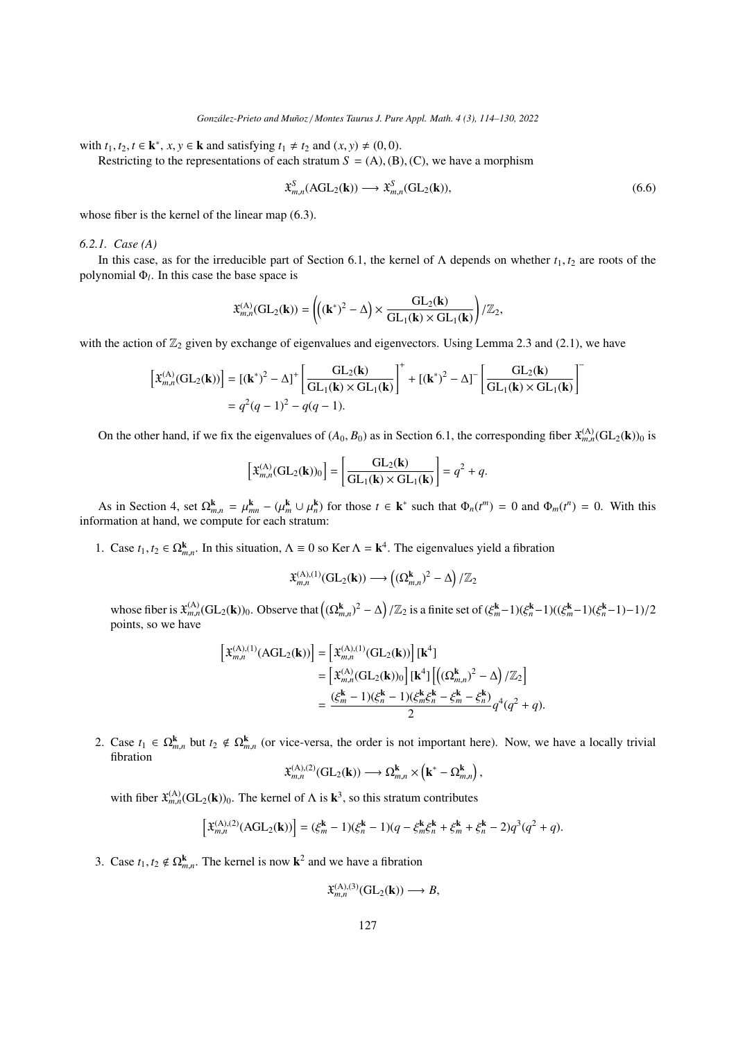with $t_1, t_2, t \in \mathbf{k}^*$, $x, y \in \mathbf{k}$ and satisfying $t_1 \neq t_2$ and $(x, y) \neq (0, 0)$.

Restricting to the representations of each stratum $S = \text{(A)}, \text{(B)}, \text{(C)}$, we have a morphism

$$\mathfrak{X}^S_{m,n}(\mathrm{AGL}_2(\mathbf{k})) \longrightarrow \mathfrak{X}^S_{m,n}(\mathrm{GL}_2(\mathbf{k})), \tag{6.6}$$

whose fiber is the kernel of the linear map (6.3).

*6.2.1. Case (A)*

In this case, as for the irreducible part of Section 6.1, the kernel of $\Lambda$ depends on whether $t_1, t_2$ are roots of the polynomial $\Phi_l$. In this case the base space is

$$\mathfrak{X}^{\text{(A)}}_{m,n}(\mathrm{GL}_2(\mathbf{k})) = \left( \left( (\mathbf{k}^*)^2 - \Delta \right) \times \frac{\mathrm{GL}_2(\mathbf{k})}{\mathrm{GL}_1(\mathbf{k}) \times \mathrm{GL}_1(\mathbf{k})} \right) / \mathbb{Z}_2,$$

with the action of $\mathbb{Z}_2$ given by exchange of eigenvalues and eigenvectors. Using Lemma 2.3 and (2.1), we have

$$\begin{aligned}
\left[ \mathfrak{X}^{\text{(A)}}_{m,n}(\mathrm{GL}_2(\mathbf{k})) \right] &= [(\mathbf{k}^*)^2 - \Delta]^+ \left[ \frac{\mathrm{GL}_2(\mathbf{k})}{\mathrm{GL}_1(\mathbf{k}) \times \mathrm{GL}_1(\mathbf{k})} \right]^+ + [(\mathbf{k}^*)^2 - \Delta]^- \left[ \frac{\mathrm{GL}_2(\mathbf{k})}{\mathrm{GL}_1(\mathbf{k}) \times \mathrm{GL}_1(\mathbf{k})} \right]^- \\
&= q^2(q-1)^2 - q(q-1).
\end{aligned}$$

On the other hand, if we fix the eigenvalues of $(A_0, B_0)$ as in Section 6.1, the corresponding fiber $\mathfrak{X}^{\text{(A)}}_{m,n}(\mathrm{GL}_2(\mathbf{k}))_0$ is

$$\left[ \mathfrak{X}^{\text{(A)}}_{m,n}(\mathrm{GL}_2(\mathbf{k}))_0 \right] = \left[ \frac{\mathrm{GL}_2(\mathbf{k})}{\mathrm{GL}_1(\mathbf{k}) \times \mathrm{GL}_1(\mathbf{k})} \right] = q^2 + q.$$

As in Section 4, set $\Omega^{\mathbf{k}}_{m,n} = \mu^{\mathbf{k}}_{mn} - (\mu^{\mathbf{k}}_m \cup \mu^{\mathbf{k}}_n)$ for those $t \in \mathbf{k}^*$ such that $\Phi_n(t^m) = 0$ and $\Phi_m(t^n) = 0$. With this information at hand, we compute for each stratum:

1. Case $t_1, t_2 \in \Omega^{\mathbf{k}}_{m,n}$. In this situation, $\Lambda \equiv 0$ so $\mathrm{Ker}\, \Lambda = \mathbf{k}^4$. The eigenvalues yield a fibration

$$\mathfrak{X}^{\text{(A)},(1)}_{m,n}(\mathrm{GL}_2(\mathbf{k})) \longrightarrow \left( (\Omega^{\mathbf{k}}_{m,n})^2 - \Delta \right) / \mathbb{Z}_2$$

whose fiber is $\mathfrak{X}^{\text{(A)}}_{m,n}(\mathrm{GL}_2(\mathbf{k}))_0$. Observe that $\left( (\Omega^{\mathbf{k}}_{m,n})^2 - \Delta \right) / \mathbb{Z}_2$ is a finite set of $(\xi^{\mathbf{k}}_m - 1)(\xi^{\mathbf{k}}_n - 1)((\xi^{\mathbf{k}}_m - 1)(\xi^{\mathbf{k}}_n - 1) - 1)/2$ points, so we have

$$\begin{aligned}
\left[ \mathfrak{X}^{\text{(A)},(1)}_{m,n}(\mathrm{AGL}_2(\mathbf{k})) \right] &= \left[ \mathfrak{X}^{\text{(A)},(1)}_{m,n}(\mathrm{GL}_2(\mathbf{k})) \right] [\mathbf{k}^4] \\
&= \left[ \mathfrak{X}^{\text{(A)}}_{m,n}(\mathrm{GL}_2(\mathbf{k}))_0 \right] [\mathbf{k}^4] \left[ \left( (\Omega^{\mathbf{k}}_{m,n})^2 - \Delta \right) / \mathbb{Z}_2 \right] \\
&= \frac{(\xi^{\mathbf{k}}_m - 1)(\xi^{\mathbf{k}}_n - 1)(\xi^{\mathbf{k}}_m \xi^{\mathbf{k}}_n - \xi^{\mathbf{k}}_m - \xi^{\mathbf{k}}_n)}{2} q^4(q^2 + q).
\end{aligned}$$

2. Case $t_1 \in \Omega^{\mathbf{k}}_{m,n}$ but $t_2 \notin \Omega^{\mathbf{k}}_{m,n}$ (or vice-versa, the order is not important here). Now, we have a locally trivial fibration

$$\mathfrak{X}^{\text{(A)},(2)}_{m,n}(\mathrm{GL}_2(\mathbf{k})) \longrightarrow \Omega^{\mathbf{k}}_{m,n} \times \left( \mathbf{k}^* - \Omega^{\mathbf{k}}_{m,n} \right),$$

with fiber $\mathfrak{X}^{\text{(A)}}_{m,n}(\mathrm{GL}_2(\mathbf{k}))_0$. The kernel of $\Lambda$ is $\mathbf{k}^3$, so this stratum contributes

$$\left[ \mathfrak{X}^{\text{(A)},(2)}_{m,n}(\mathrm{AGL}_2(\mathbf{k})) \right] = (\xi^{\mathbf{k}}_m - 1)(\xi^{\mathbf{k}}_n - 1)(q - \xi^{\mathbf{k}}_m \xi^{\mathbf{k}}_n + \xi^{\mathbf{k}}_m + \xi^{\mathbf{k}}_n - 2) q^3 (q^2 + q).$$

3. Case $t_1, t_2 \notin \Omega^{\mathbf{k}}_{m,n}$. The kernel is now $\mathbf{k}^2$ and we have a fibration

$$\mathfrak{X}^{\text{(A)},(3)}_{m,n}(\mathrm{GL}_2(\mathbf{k})) \longrightarrow B,$$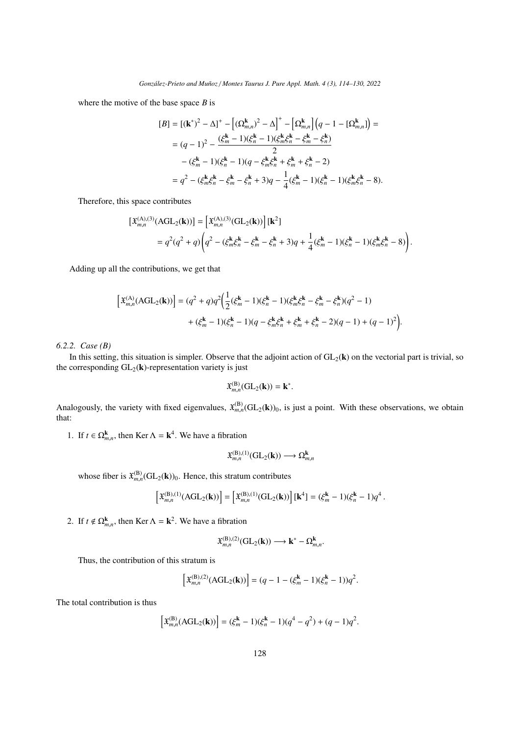where the motive of the base space $B$ is

$$
\begin{aligned}
[B] &= [(\mathbf{k}^*)^2 - \Delta]^+ - \left[(\Omega^{\mathbf{k}}_{m,n})^2 - \Delta\right]^+ - \left[\Omega^{\mathbf{k}}_{m,n}\right]\left(q - 1 - [\Omega^{\mathbf{k}}_{m,n}]\right) = \\
&= (q-1)^2 - \frac{(\xi^{\mathbf{k}}_m - 1)(\xi^{\mathbf{k}}_n - 1)(\xi^{\mathbf{k}}_m\xi^{\mathbf{k}}_n - \xi^{\mathbf{k}}_m - \xi^{\mathbf{k}}_n)}{2} \\
&\quad - (\xi^{\mathbf{k}}_m - 1)(\xi^{\mathbf{k}}_n - 1)(q - \xi^{\mathbf{k}}_m\xi^{\mathbf{k}}_n + \xi^{\mathbf{k}}_m + \xi^{\mathbf{k}}_n - 2) \\
&= q^2 - (\xi^{\mathbf{k}}_m\xi^{\mathbf{k}}_n - \xi^{\mathbf{k}}_m - \xi^{\mathbf{k}}_n + 3)q - \frac{1}{4}(\xi^{\mathbf{k}}_m - 1)(\xi^{\mathbf{k}}_n - 1)(\xi^{\mathbf{k}}_m\xi^{\mathbf{k}}_n - 8).
\end{aligned}
$$

Therefore, this space contributes

$$
\begin{aligned}
[\mathfrak{X}^{(\mathrm{A}),(3)}_{m,n}(\mathrm{AGL}_2(\mathbf{k}))] &= \left[\mathfrak{X}^{(\mathrm{A}),(3)}_{m,n}(\mathrm{GL}_2(\mathbf{k}))\right][\mathbf{k}^2] \\
&= q^2(q^2+q)\left(q^2 - (\xi^{\mathbf{k}}_m\xi^{\mathbf{k}}_n - \xi^{\mathbf{k}}_m - \xi^{\mathbf{k}}_n + 3)q + \frac{1}{4}(\xi^{\mathbf{k}}_m - 1)(\xi^{\mathbf{k}}_n - 1)(\xi^{\mathbf{k}}_m\xi^{\mathbf{k}}_n - 8)\right).
\end{aligned}
$$

Adding up all the contributions, we get that

$$
\begin{aligned}
\left[\mathfrak{X}^{(\mathrm{A})}_{m,n}(\mathrm{AGL}_2(\mathbf{k}))\right] = (q^2+q)q^2\Big(&\frac{1}{2}(\xi^{\mathbf{k}}_m - 1)(\xi^{\mathbf{k}}_n - 1)(\xi^{\mathbf{k}}_m\xi^{\mathbf{k}}_n - \xi^{\mathbf{k}}_m - \xi^{\mathbf{k}}_n)(q^2-1) \\
&+ (\xi^{\mathbf{k}}_m - 1)(\xi^{\mathbf{k}}_n - 1)(q - \xi^{\mathbf{k}}_m\xi^{\mathbf{k}}_n + \xi^{\mathbf{k}}_m + \xi^{\mathbf{k}}_n - 2)(q-1) + (q-1)^2\Big).
\end{aligned}
$$

#### 6.2.2. Case (B)

In this setting, this situation is simpler. Observe that the adjoint action of $\mathrm{GL}_2(\mathbf{k})$ on the vectorial part is trivial, so the corresponding $\mathrm{GL}_2(\mathbf{k})$-representation variety is just

$$
\mathfrak{X}^{(\mathrm{B})}_{m,n}(\mathrm{GL}_2(\mathbf{k})) = \mathbf{k}^*.
$$

Analogously, the variety with fixed eigenvalues, $\mathfrak{X}^{(\mathrm{B})}_{m,n}(\mathrm{GL}_2(\mathbf{k}))_0$, is just a point. With these observations, we obtain that:

1. If $t \in \Omega^{\mathbf{k}}_{m,n}$, then $\operatorname{Ker}\Lambda = \mathbf{k}^4$. We have a fibration

$$
\mathfrak{X}^{(\mathrm{B}),(1)}_{m,n}(\mathrm{GL}_2(\mathbf{k})) \longrightarrow \Omega^{\mathbf{k}}_{m,n}
$$

   whose fiber is $\mathfrak{X}^{(\mathrm{B})}_{m,n}(\mathrm{GL}_2(\mathbf{k}))_0$. Hence, this stratum contributes

$$
\left[\mathfrak{X}^{(\mathrm{B}),(1)}_{m,n}(\mathrm{AGL}_2(\mathbf{k}))\right] = \left[\mathfrak{X}^{(\mathrm{B}),(1)}_{m,n}(\mathrm{GL}_2(\mathbf{k}))\right][\mathbf{k}^4] = (\xi^{\mathbf{k}}_m - 1)(\xi^{\mathbf{k}}_n - 1)q^4 .
$$

2. If $t \notin \Omega^{\mathbf{k}}_{m,n}$, then $\operatorname{Ker}\Lambda = \mathbf{k}^2$. We have a fibration

$$
\mathfrak{X}^{(\mathrm{B}),(2)}_{m,n}(\mathrm{GL}_2(\mathbf{k})) \longrightarrow \mathbf{k}^* - \Omega^{\mathbf{k}}_{m,n}.
$$

   Thus, the contribution of this stratum is

$$
\left[\mathfrak{X}^{(\mathrm{B}),(2)}_{m,n}(\mathrm{AGL}_2(\mathbf{k}))\right] = (q - 1 - (\xi^{\mathbf{k}}_m - 1)(\xi^{\mathbf{k}}_n - 1))q^2.
$$

The total contribution is thus

$$
\left[\mathfrak{X}^{(\mathrm{B})}_{m,n}(\mathrm{AGL}_2(\mathbf{k}))\right] = (\xi^{\mathbf{k}}_m - 1)(\xi^{\mathbf{k}}_n - 1)(q^4 - q^2) + (q-1)q^2.
$$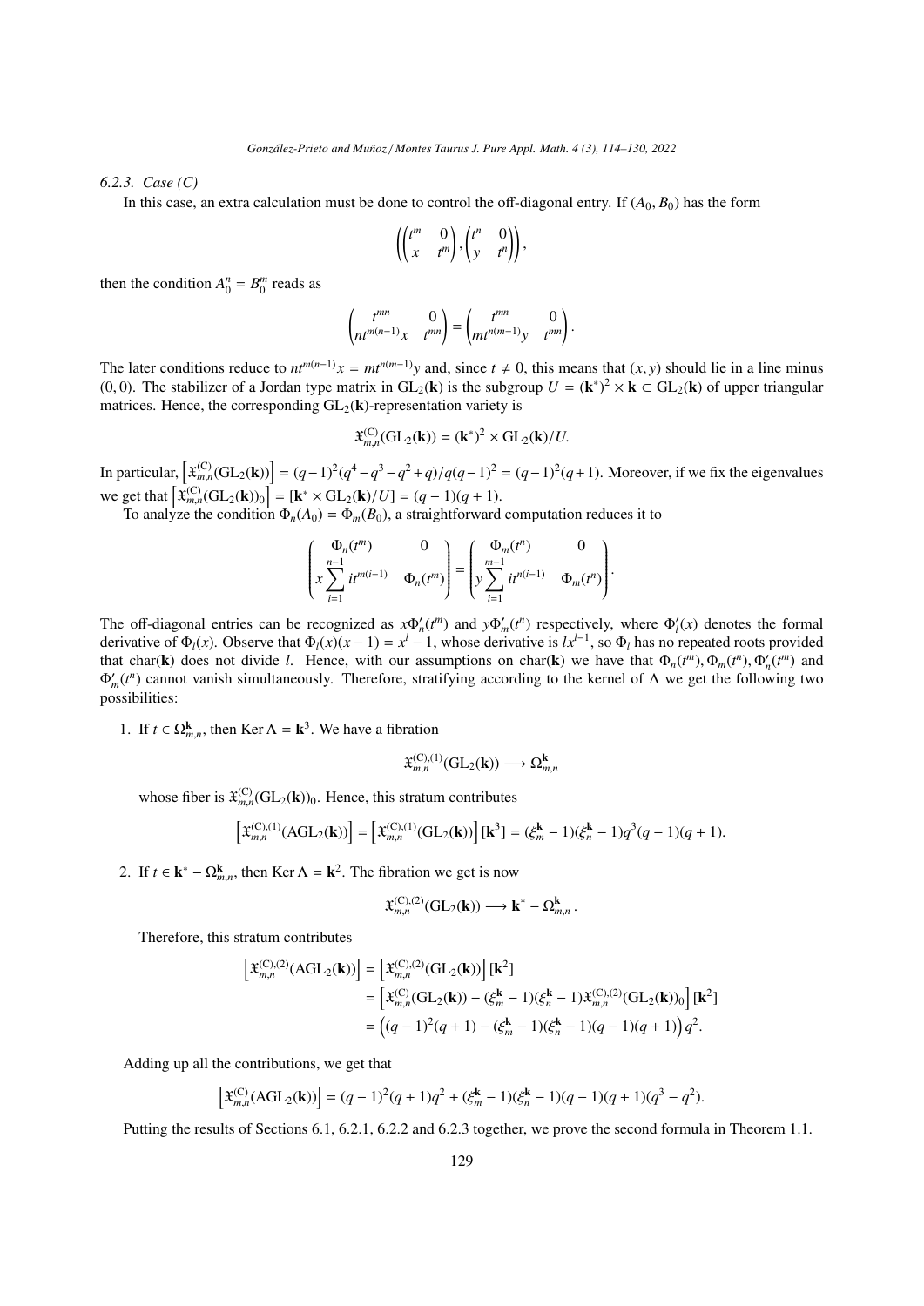### 6.2.3. Case (C)

In this case, an extra calculation must be done to control the off-diagonal entry. If $(A_0, B_0)$ has the form

$$\left( \begin{pmatrix} t^m & 0 \\ x & t^m \end{pmatrix}, \begin{pmatrix} t^n & 0 \\ y & t^n \end{pmatrix} \right),$$

then the condition $A_0^n = B_0^m$ reads as

$$\begin{pmatrix} t^{mn} & 0 \\ nt^{m(n-1)}x & t^{mn} \end{pmatrix} = \begin{pmatrix} t^{mn} & 0 \\ mt^{n(m-1)}y & t^{mn} \end{pmatrix}.$$

The later conditions reduce to $nt^{m(n-1)}x = mt^{n(m-1)}y$ and, since $t \neq 0$, this means that $(x, y)$ should lie in a line minus $(0, 0)$. The stabilizer of a Jordan type matrix in $\mathrm{GL}_2(\mathbf{k})$ is the subgroup $U = (\mathbf{k}^*)^2 \times \mathbf{k} \subset \mathrm{GL}_2(\mathbf{k})$ of upper triangular matrices. Hence, the corresponding $\mathrm{GL}_2(\mathbf{k})$-representation variety is

$$\mathfrak{X}_{m,n}^{(\mathrm{C})}(\mathrm{GL}_2(\mathbf{k})) = (\mathbf{k}^*)^2 \times \mathrm{GL}_2(\mathbf{k})/U.$$

In particular, $\left[\mathfrak{X}_{m,n}^{(\mathrm{C})}(\mathrm{GL}_2(\mathbf{k}))\right] = (q-1)^2(q^4 - q^3 - q^2 + q)/q(q-1)^2 = (q-1)^2(q+1)$. Moreover, if we fix the eigenvalues we get that $\left[\mathfrak{X}_{m,n}^{(\mathrm{C})}(\mathrm{GL}_2(\mathbf{k}))_0\right] = [\mathbf{k}^* \times \mathrm{GL}_2(\mathbf{k})/U] = (q-1)(q+1)$.

To analyze the condition $\Phi_n(A_0) = \Phi_m(B_0)$, a straightforward computation reduces it to

$$\begin{pmatrix} \Phi_n(t^m) & 0 \\ x \displaystyle\sum_{i=1}^{n-1} it^{m(i-1)} & \Phi_n(t^m) \end{pmatrix} = \begin{pmatrix} \Phi_m(t^n) & 0 \\ y \displaystyle\sum_{i=1}^{m-1} it^{n(i-1)} & \Phi_m(t^n) \end{pmatrix}.$$

The off-diagonal entries can be recognized as $x\Phi_n'(t^m)$ and $y\Phi_m'(t^n)$ respectively, where $\Phi_l'(x)$ denotes the formal derivative of $\Phi_l(x)$. Observe that $\Phi_l(x)(x-1) = x^l - 1$, whose derivative is $lx^{l-1}$, so $\Phi_l$ has no repeated roots provided that $\mathrm{char}(\mathbf{k})$ does not divide $l$. Hence, with our assumptions on $\mathrm{char}(\mathbf{k})$ we have that $\Phi_n(t^m), \Phi_m(t^n), \Phi_n'(t^m)$ and $\Phi_m'(t^n)$ cannot vanish simultaneously. Therefore, stratifying according to the kernel of $\Lambda$ we get the following two possibilities:

1. If $t \in \Omega_{m,n}^{\mathbf{k}}$, then $\mathrm{Ker}\, \Lambda = \mathbf{k}^3$. We have a fibration

$$\mathfrak{X}_{m,n}^{(\mathrm{C}),(1)}(\mathrm{GL}_2(\mathbf{k})) \longrightarrow \Omega_{m,n}^{\mathbf{k}}$$

whose fiber is $\mathfrak{X}_{m,n}^{(\mathrm{C})}(\mathrm{GL}_2(\mathbf{k}))_0$. Hence, this stratum contributes

$$\left[\mathfrak{X}_{m,n}^{(\mathrm{C}),(1)}(\mathrm{AGL}_2(\mathbf{k}))\right] = \left[\mathfrak{X}_{m,n}^{(\mathrm{C}),(1)}(\mathrm{GL}_2(\mathbf{k}))\right][\mathbf{k}^3] = (\xi_m^{\mathbf{k}} - 1)(\xi_n^{\mathbf{k}} - 1)q^3(q-1)(q+1).$$

2. If $t \in \mathbf{k}^* - \Omega_{m,n}^{\mathbf{k}}$, then $\mathrm{Ker}\, \Lambda = \mathbf{k}^2$. The fibration we get is now

$$\mathfrak{X}_{m,n}^{(\mathrm{C}),(2)}(\mathrm{GL}_2(\mathbf{k})) \longrightarrow \mathbf{k}^* - \Omega_{m,n}^{\mathbf{k}}.$$

Therefore, this stratum contributes

$$\begin{aligned}
\left[\mathfrak{X}_{m,n}^{(\mathrm{C}),(2)}(\mathrm{AGL}_2(\mathbf{k}))\right] &= \left[\mathfrak{X}_{m,n}^{(\mathrm{C}),(2)}(\mathrm{GL}_2(\mathbf{k}))\right][\mathbf{k}^2] \\
&= \left[\mathfrak{X}_{m,n}^{(\mathrm{C})}(\mathrm{GL}_2(\mathbf{k})) - (\xi_m^{\mathbf{k}} - 1)(\xi_n^{\mathbf{k}} - 1)\mathfrak{X}_{m,n}^{(\mathrm{C}),(2)}(\mathrm{GL}_2(\mathbf{k}))_0\right][\mathbf{k}^2] \\
&= \left((q-1)^2(q+1) - (\xi_m^{\mathbf{k}} - 1)(\xi_n^{\mathbf{k}} - 1)(q-1)(q+1)\right)q^2.
\end{aligned}$$

Adding up all the contributions, we get that

$$\left[\mathfrak{X}_{m,n}^{(\mathrm{C})}(\mathrm{AGL}_2(\mathbf{k}))\right] = (q-1)^2(q+1)q^2 + (\xi_m^{\mathbf{k}} - 1)(\xi_n^{\mathbf{k}} - 1)(q-1)(q+1)(q^3 - q^2).$$

Putting the results of Sections 6.1, 6.2.1, 6.2.2 and 6.2.3 together, we prove the second formula in Theorem 1.1.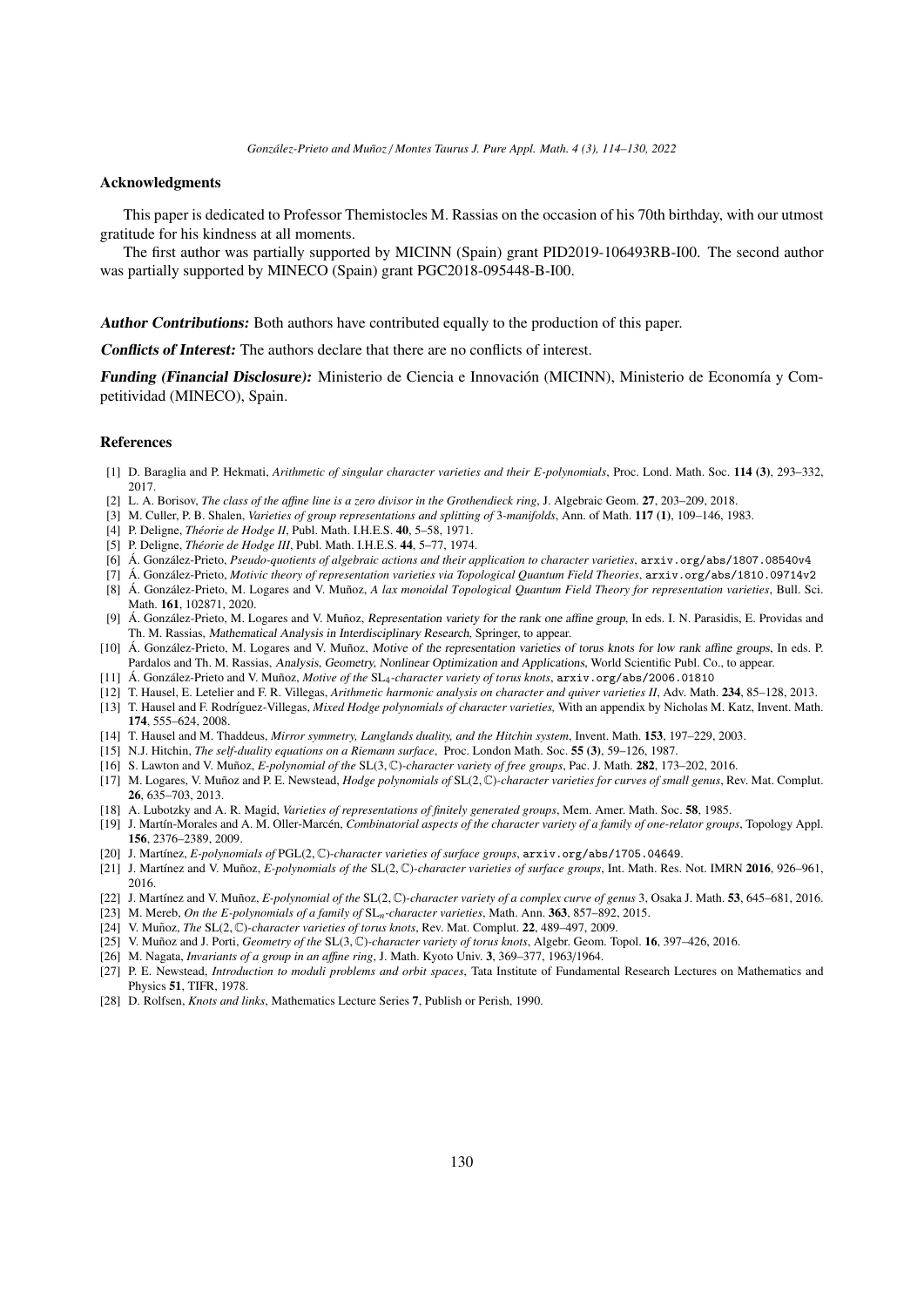### Acknowledgments

This paper is dedicated to Professor Themistocles M. Rassias on the occasion of his 70th birthday, with our utmost gratitude for his kindness at all moments.

The first author was partially supported by MICINN (Spain) grant PID2019-106493RB-I00. The second author was partially supported by MINECO (Spain) grant PGC2018-095448-B-I00.

***Author Contributions:*** Both authors have contributed equally to the production of this paper.

***Conflicts of Interest:*** The authors declare that there are no conflicts of interest.

***Funding (Financial Disclosure):*** Ministerio de Ciencia e Innovación (MICINN), Ministerio de Economía y Competitividad (MINECO), Spain.

### References

[1] D. Baraglia and P. Hekmati, *Arithmetic of singular character varieties and their E-polynomials*, Proc. Lond. Math. Soc. **114 (3)**, 293–332, 2017.

[2] L. A. Borisov, *The class of the affine line is a zero divisor in the Grothendieck ring*, J. Algebraic Geom. **27**, 203–209, 2018.

[3] M. Culler, P. B. Shalen, *Varieties of group representations and splitting of 3-manifolds*, Ann. of Math. **117 (1)**, 109–146, 1983.

[4] P. Deligne, *Théorie de Hodge II*, Publ. Math. I.H.E.S. **40**, 5–58, 1971.

[5] P. Deligne, *Théorie de Hodge III*, Publ. Math. I.H.E.S. **44**, 5–77, 1974.

[6] Á. González-Prieto, *Pseudo-quotients of algebraic actions and their application to character varieties*, `arxiv.org/abs/1807.08540v4`

[7] Á. González-Prieto, *Motivic theory of representation varieties via Topological Quantum Field Theories*, `arxiv.org/abs/1810.09714v2`

[8] Á. González-Prieto, M. Logares and V. Muñoz, *A lax monoidal Topological Quantum Field Theory for representation varieties*, Bull. Sci. Math. **161**, 102871, 2020.

[9] Á. González-Prieto, M. Logares and V. Muñoz, *Representation variety for the rank one affine group*, In eds. I. N. Parasidis, E. Providas and Th. M. Rassias, *Mathematical Analysis in Interdisciplinary Research*, Springer, to appear.

[10] Á. González-Prieto, M. Logares and V. Muñoz, *Motive of the representation varieties of torus knots for low rank affine groups*, In eds. P. Pardalos and Th. M. Rassias, *Analysis, Geometry, Nonlinear Optimization and Applications*, World Scientific Publ. Co., to appear.

[11] Á. González-Prieto and V. Muñoz, *Motive of the* $\mathrm{SL}_4$*-character variety of torus knots*, `arxiv.org/abs/2006.01810`

[12] T. Hausel, E. Letelier and F. R. Villegas, *Arithmetic harmonic analysis on character and quiver varieties II*, Adv. Math. **234**, 85–128, 2013.

[13] T. Hausel and F. Rodríguez-Villegas, *Mixed Hodge polynomials of character varieties,* With an appendix by Nicholas M. Katz, Invent. Math. **174**, 555–624, 2008.

[14] T. Hausel and M. Thaddeus, *Mirror symmetry, Langlands duality, and the Hitchin system*, Invent. Math. **153**, 197–229, 2003.

[15] N.J. Hitchin, *The self-duality equations on a Riemann surface*, Proc. London Math. Soc. **55 (3)**, 59–126, 1987.

[16] S. Lawton and V. Muñoz, *E-polynomial of the* $\mathrm{SL}(3,\mathbb{C})$*-character variety of free groups*, Pac. J. Math. **282**, 173–202, 2016.

[17] M. Logares, V. Muñoz and P. E. Newstead, *Hodge polynomials of* $\mathrm{SL}(2,\mathbb{C})$*-character varieties for curves of small genus*, Rev. Mat. Complut. **26**, 635–703, 2013.

[18] A. Lubotzky and A. R. Magid, *Varieties of representations of finitely generated groups*, Mem. Amer. Math. Soc. **58**, 1985.

[19] J. Martín-Morales and A. M. Oller-Marcén, *Combinatorial aspects of the character variety of a family of one-relator groups*, Topology Appl. **156**, 2376–2389, 2009.

[20] J. Martínez, *E-polynomials of* $\mathrm{PGL}(2,\mathbb{C})$*-character varieties of surface groups*, `arxiv.org/abs/1705.04649`.

[21] J. Martínez and V. Muñoz, *E-polynomials of the* $\mathrm{SL}(2,\mathbb{C})$*-character varieties of surface groups*, Int. Math. Res. Not. IMRN **2016**, 926–961, 2016.

[22] J. Martínez and V. Muñoz, *E-polynomial of the* $\mathrm{SL}(2,\mathbb{C})$*-character variety of a complex curve of genus* 3, Osaka J. Math. **53**, 645–681, 2016.

[23] M. Mereb, *On the E-polynomials of a family of* $\mathrm{SL}_n$*-character varieties*, Math. Ann. **363**, 857–892, 2015.

[24] V. Muñoz, *The* $\mathrm{SL}(2,\mathbb{C})$*-character varieties of torus knots*, Rev. Mat. Complut. **22**, 489–497, 2009.

[25] V. Muñoz and J. Porti, *Geometry of the* $\mathrm{SL}(3,\mathbb{C})$*-character variety of torus knots*, Algebr. Geom. Topol. **16**, 397–426, 2016.

[26] M. Nagata, *Invariants of a group in an affine ring*, J. Math. Kyoto Univ. **3**, 369–377, 1963/1964.

[27] P. E. Newstead, *Introduction to moduli problems and orbit spaces*, Tata Institute of Fundamental Research Lectures on Mathematics and Physics **51**, TIFR, 1978.

[28] D. Rolfsen, *Knots and links*, Mathematics Lecture Series **7**, Publish or Perish, 1990.